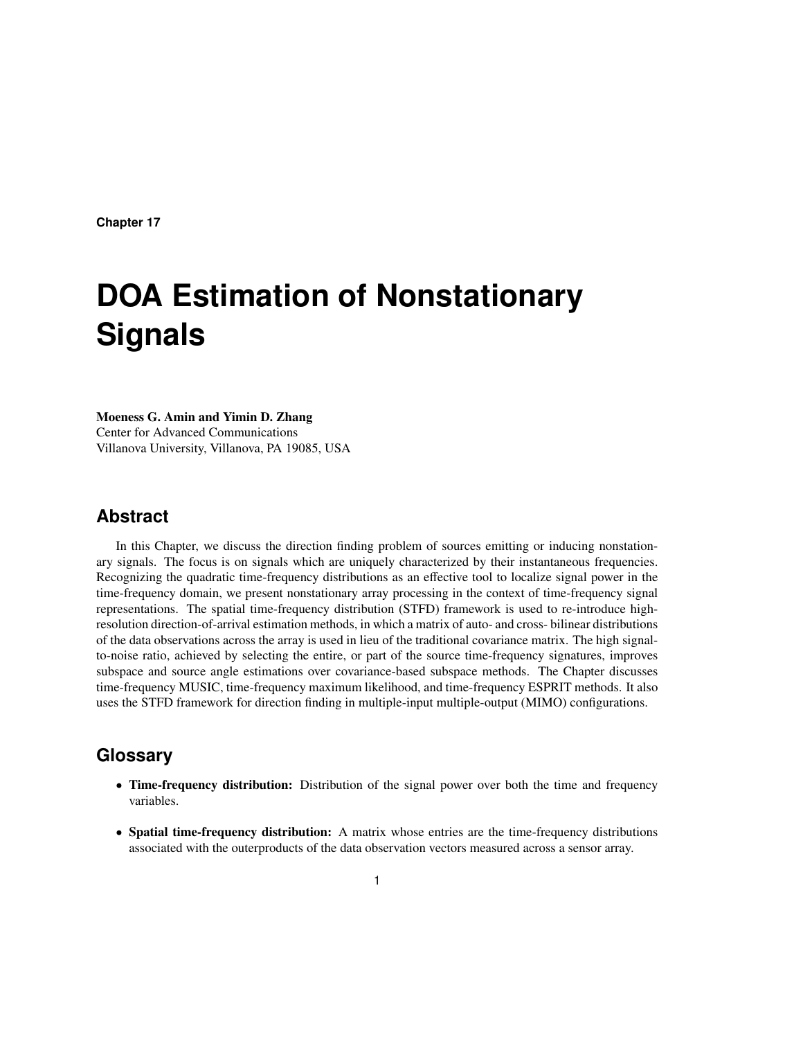**Chapter 17**

# DOA Estimation of Nonstationary Signals

**Moeness G. Amin and Yimin D. Zhang**
Center for Advanced Communications
Villanova University, Villanova, PA 19085, USA

## Abstract

In this Chapter, we discuss the direction finding problem of sources emitting or inducing nonstationary signals. The focus is on signals which are uniquely characterized by their instantaneous frequencies. Recognizing the quadratic time-frequency distributions as an effective tool to localize signal power in the time-frequency domain, we present nonstationary array processing in the context of time-frequency signal representations. The spatial time-frequency distribution (STFD) framework is used to re-introduce high-resolution direction-of-arrival estimation methods, in which a matrix of auto- and cross- bilinear distributions of the data observations across the array is used in lieu of the traditional covariance matrix. The high signal-to-noise ratio, achieved by selecting the entire, or part of the source time-frequency signatures, improves subspace and source angle estimations over covariance-based subspace methods. The Chapter discusses time-frequency MUSIC, time-frequency maximum likelihood, and time-frequency ESPRIT methods. It also uses the STFD framework for direction finding in multiple-input multiple-output (MIMO) configurations.

## Glossary

- **Time-frequency distribution:** Distribution of the signal power over both the time and frequency variables.
- **Spatial time-frequency distribution:** A matrix whose entries are the time-frequency distributions associated with the outerproducts of the data observation vectors measured across a sensor array.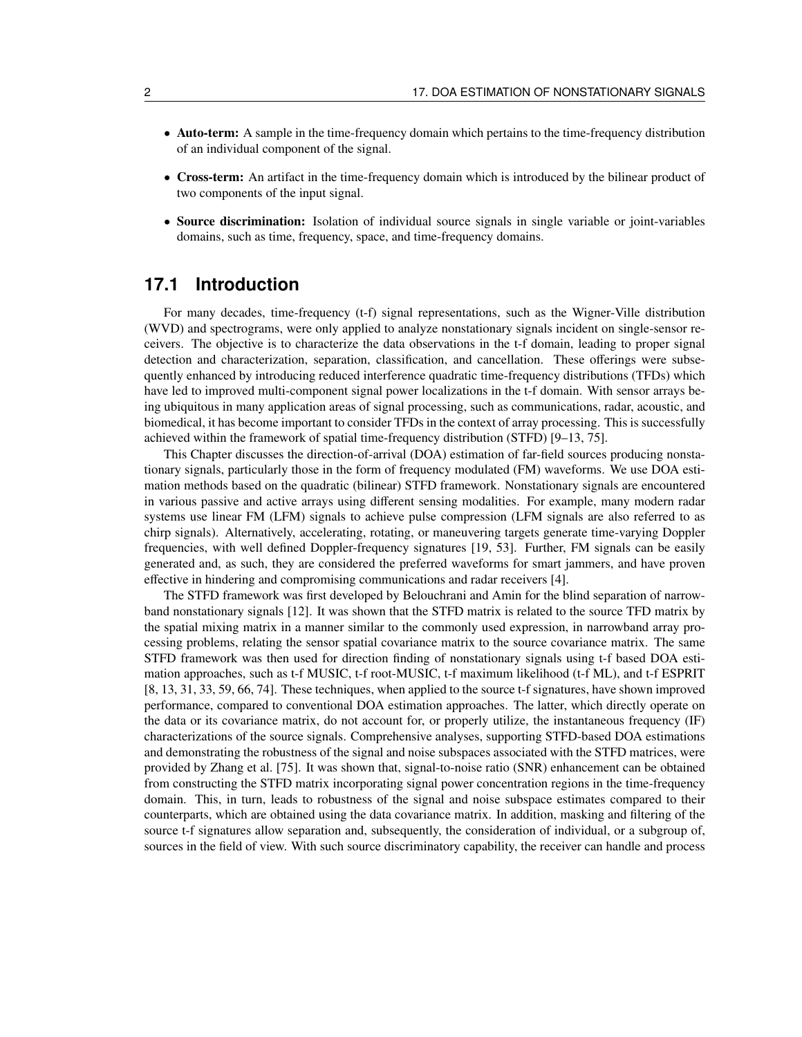- **Auto-term:** A sample in the time-frequency domain which pertains to the time-frequency distribution of an individual component of the signal.
- **Cross-term:** An artifact in the time-frequency domain which is introduced by the bilinear product of two components of the input signal.
- **Source discrimination:** Isolation of individual source signals in single variable or joint-variables domains, such as time, frequency, space, and time-frequency domains.

## 17.1 Introduction

For many decades, time-frequency (t-f) signal representations, such as the Wigner-Ville distribution (WVD) and spectrograms, were only applied to analyze nonstationary signals incident on single-sensor receivers. The objective is to characterize the data observations in the t-f domain, leading to proper signal detection and characterization, separation, classification, and cancellation. These offerings were subsequently enhanced by introducing reduced interference quadratic time-frequency distributions (TFDs) which have led to improved multi-component signal power localizations in the t-f domain. With sensor arrays being ubiquitous in many application areas of signal processing, such as communications, radar, acoustic, and biomedical, it has become important to consider TFDs in the context of array processing. This is successfully achieved within the framework of spatial time-frequency distribution (STFD) [9–13, 75].

This Chapter discusses the direction-of-arrival (DOA) estimation of far-field sources producing nonstationary signals, particularly those in the form of frequency modulated (FM) waveforms. We use DOA estimation methods based on the quadratic (bilinear) STFD framework. Nonstationary signals are encountered in various passive and active arrays using different sensing modalities. For example, many modern radar systems use linear FM (LFM) signals to achieve pulse compression (LFM signals are also referred to as chirp signals). Alternatively, accelerating, rotating, or maneuvering targets generate time-varying Doppler frequencies, with well defined Doppler-frequency signatures [19, 53]. Further, FM signals can be easily generated and, as such, they are considered the preferred waveforms for smart jammers, and have proven effective in hindering and compromising communications and radar receivers [4].

The STFD framework was first developed by Belouchrani and Amin for the blind separation of narrowband nonstationary signals [12]. It was shown that the STFD matrix is related to the source TFD matrix by the spatial mixing matrix in a manner similar to the commonly used expression, in narrowband array processing problems, relating the sensor spatial covariance matrix to the source covariance matrix. The same STFD framework was then used for direction finding of nonstationary signals using t-f based DOA estimation approaches, such as t-f MUSIC, t-f root-MUSIC, t-f maximum likelihood (t-f ML), and t-f ESPRIT [8, 13, 31, 33, 59, 66, 74]. These techniques, when applied to the source t-f signatures, have shown improved performance, compared to conventional DOA estimation approaches. The latter, which directly operate on the data or its covariance matrix, do not account for, or properly utilize, the instantaneous frequency (IF) characterizations of the source signals. Comprehensive analyses, supporting STFD-based DOA estimations and demonstrating the robustness of the signal and noise subspaces associated with the STFD matrices, were provided by Zhang et al. [75]. It was shown that, signal-to-noise ratio (SNR) enhancement can be obtained from constructing the STFD matrix incorporating signal power concentration regions in the time-frequency domain. This, in turn, leads to robustness of the signal and noise subspace estimates compared to their counterparts, which are obtained using the data covariance matrix. In addition, masking and filtering of the source t-f signatures allow separation and, subsequently, the consideration of individual, or a subgroup of, sources in the field of view. With such source discriminatory capability, the receiver can handle and process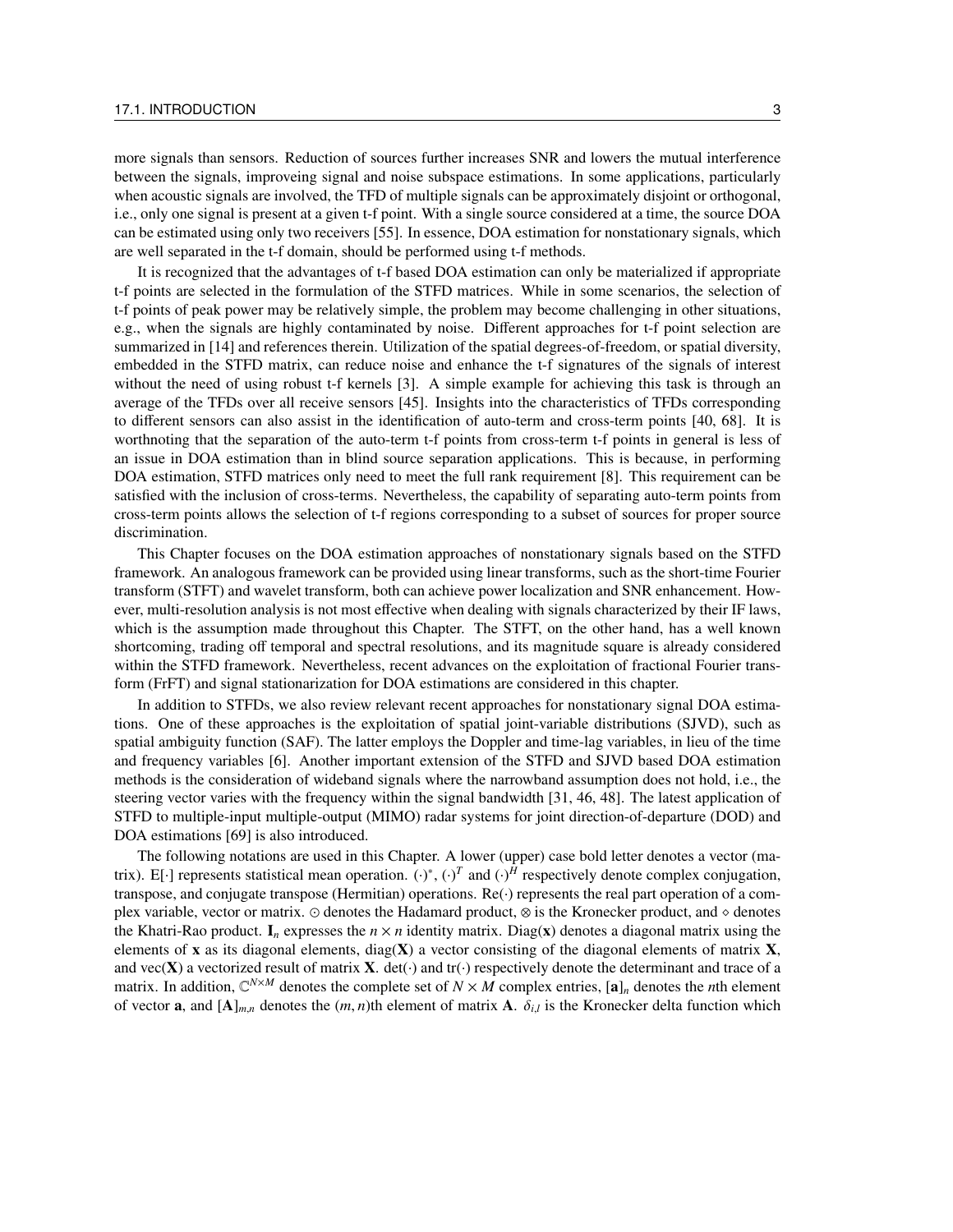more signals than sensors. Reduction of sources further increases SNR and lowers the mutual interference between the signals, improveing signal and noise subspace estimations. In some applications, particularly when acoustic signals are involved, the TFD of multiple signals can be approximately disjoint or orthogonal, i.e., only one signal is present at a given t-f point. With a single source considered at a time, the source DOA can be estimated using only two receivers [55]. In essence, DOA estimation for nonstationary signals, which are well separated in the t-f domain, should be performed using t-f methods.

It is recognized that the advantages of t-f based DOA estimation can only be materialized if appropriate t-f points are selected in the formulation of the STFD matrices. While in some scenarios, the selection of t-f points of peak power may be relatively simple, the problem may become challenging in other situations, e.g., when the signals are highly contaminated by noise. Different approaches for t-f point selection are summarized in [14] and references therein. Utilization of the spatial degrees-of-freedom, or spatial diversity, embedded in the STFD matrix, can reduce noise and enhance the t-f signatures of the signals of interest without the need of using robust t-f kernels [3]. A simple example for achieving this task is through an average of the TFDs over all receive sensors [45]. Insights into the characteristics of TFDs corresponding to different sensors can also assist in the identification of auto-term and cross-term points [40, 68]. It is worthnoting that the separation of the auto-term t-f points from cross-term t-f points in general is less of an issue in DOA estimation than in blind source separation applications. This is because, in performing DOA estimation, STFD matrices only need to meet the full rank requirement [8]. This requirement can be satisfied with the inclusion of cross-terms. Nevertheless, the capability of separating auto-term points from cross-term points allows the selection of t-f regions corresponding to a subset of sources for proper source discrimination.

This Chapter focuses on the DOA estimation approaches of nonstationary signals based on the STFD framework. An analogous framework can be provided using linear transforms, such as the short-time Fourier transform (STFT) and wavelet transform, both can achieve power localization and SNR enhancement. However, multi-resolution analysis is not most effective when dealing with signals characterized by their IF laws, which is the assumption made throughout this Chapter. The STFT, on the other hand, has a well known shortcoming, trading off temporal and spectral resolutions, and its magnitude square is already considered within the STFD framework. Nevertheless, recent advances on the exploitation of fractional Fourier transform (FrFT) and signal stationarization for DOA estimations are considered in this chapter.

In addition to STFDs, we also review relevant recent approaches for nonstationary signal DOA estimations. One of these approaches is the exploitation of spatial joint-variable distributions (SJVD), such as spatial ambiguity function (SAF). The latter employs the Doppler and time-lag variables, in lieu of the time and frequency variables [6]. Another important extension of the STFD and SJVD based DOA estimation methods is the consideration of wideband signals where the narrowband assumption does not hold, i.e., the steering vector varies with the frequency within the signal bandwidth [31, 46, 48]. The latest application of STFD to multiple-input multiple-output (MIMO) radar systems for joint direction-of-departure (DOD) and DOA estimations [69] is also introduced.

The following notations are used in this Chapter. A lower (upper) case bold letter denotes a vector (matrix). E[$\cdot$] represents statistical mean operation. $(\cdot)^*$, $(\cdot)^T$ and $(\cdot)^H$ respectively denote complex conjugation, transpose, and conjugate transpose (Hermitian) operations. Re($\cdot$) represents the real part operation of a complex variable, vector or matrix. $\odot$ denotes the Hadamard product, $\otimes$ is the Kronecker product, and $\diamond$ denotes the Khatri-Rao product. $\mathbf{I}_n$ expresses the $n \times n$ identity matrix. Diag($\mathbf{x}$) denotes a diagonal matrix using the elements of $\mathbf{x}$ as its diagonal elements, diag($\mathbf{X}$) a vector consisting of the diagonal elements of matrix $\mathbf{X}$, and vec($\mathbf{X}$) a vectorized result of matrix $\mathbf{X}$. det($\cdot$) and tr($\cdot$) respectively denote the determinant and trace of a matrix. In addition, $\mathbb{C}^{N\times M}$ denotes the complete set of $N \times M$ complex entries, $[\mathbf{a}]_n$ denotes the $n$th element of vector $\mathbf{a}$, and $[\mathbf{A}]_{m,n}$ denotes the $(m,n)$th element of matrix $\mathbf{A}$. $\delta_{i,l}$ is the Kronecker delta function which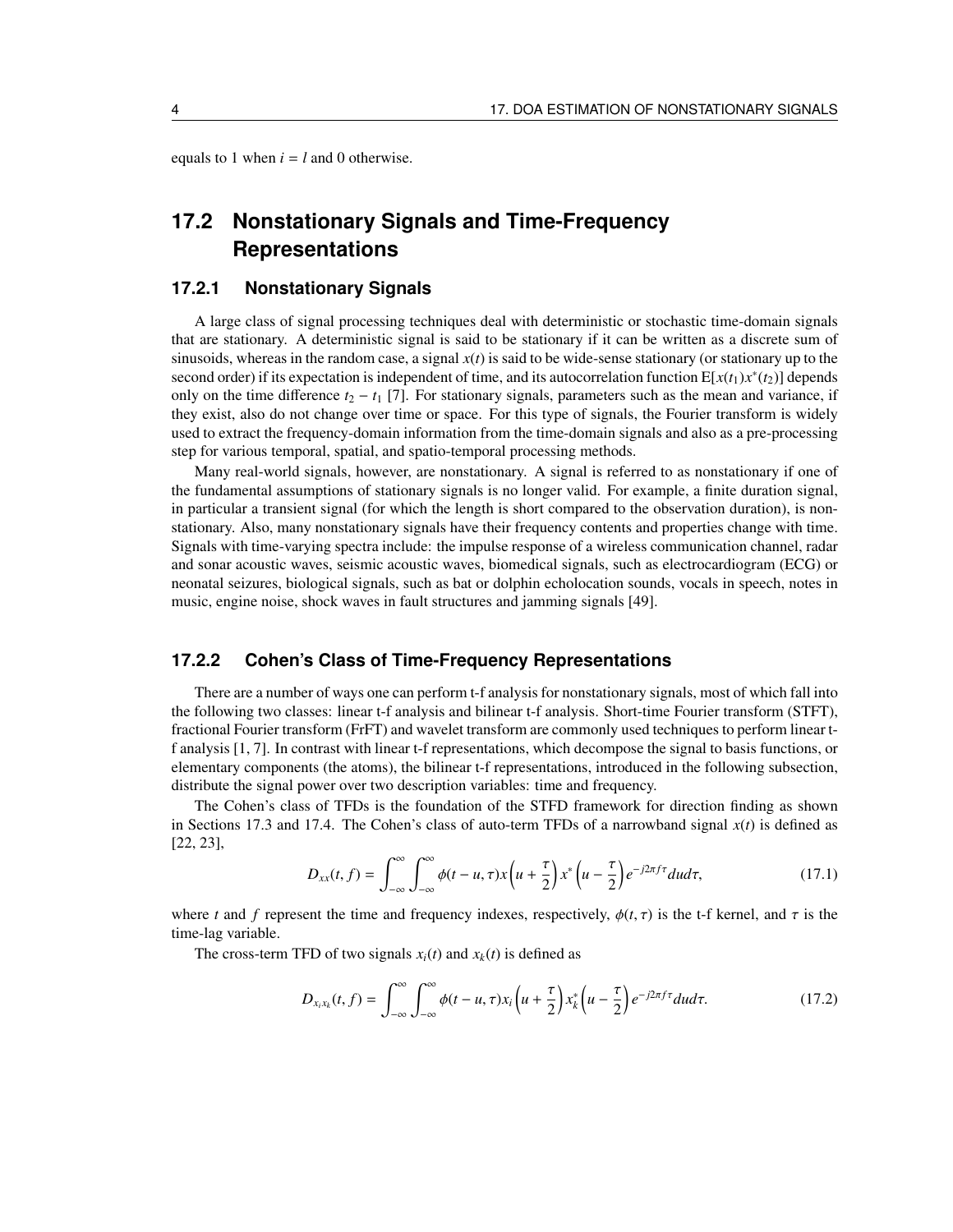equals to 1 when $i = l$ and 0 otherwise.

## 17.2 Nonstationary Signals and Time-Frequency Representations

### 17.2.1 Nonstationary Signals

A large class of signal processing techniques deal with deterministic or stochastic time-domain signals that are stationary. A deterministic signal is said to be stationary if it can be written as a discrete sum of sinusoids, whereas in the random case, a signal $x(t)$ is said to be wide-sense stationary (or stationary up to the second order) if its expectation is independent of time, and its autocorrelation function $\mathrm{E}[x(t_1)x^*(t_2)]$ depends only on the time difference $t_2 - t_1$ [7]. For stationary signals, parameters such as the mean and variance, if they exist, also do not change over time or space. For this type of signals, the Fourier transform is widely used to extract the frequency-domain information from the time-domain signals and also as a pre-processing step for various temporal, spatial, and spatio-temporal processing methods.

Many real-world signals, however, are nonstationary. A signal is referred to as nonstationary if one of the fundamental assumptions of stationary signals is no longer valid. For example, a finite duration signal, in particular a transient signal (for which the length is short compared to the observation duration), is nonstationary. Also, many nonstationary signals have their frequency contents and properties change with time. Signals with time-varying spectra include: the impulse response of a wireless communication channel, radar and sonar acoustic waves, seismic acoustic waves, biomedical signals, such as electrocardiogram (ECG) or neonatal seizures, biological signals, such as bat or dolphin echolocation sounds, vocals in speech, notes in music, engine noise, shock waves in fault structures and jamming signals [49].

### 17.2.2 Cohen's Class of Time-Frequency Representations

There are a number of ways one can perform t-f analysis for nonstationary signals, most of which fall into the following two classes: linear t-f analysis and bilinear t-f analysis. Short-time Fourier transform (STFT), fractional Fourier transform (FrFT) and wavelet transform are commonly used techniques to perform linear t-f analysis [1, 7]. In contrast with linear t-f representations, which decompose the signal to basis functions, or elementary components (the atoms), the bilinear t-f representations, introduced in the following subsection, distribute the signal power over two description variables: time and frequency.

The Cohen's class of TFDs is the foundation of the STFD framework for direction finding as shown in Sections 17.3 and 17.4. The Cohen's class of auto-term TFDs of a narrowband signal $x(t)$ is defined as [22, 23],

$$D_{xx}(t, f) = \int_{-\infty}^{\infty} \int_{-\infty}^{\infty} \phi(t-u, \tau) x\left(u + \frac{\tau}{2}\right) x^*\left(u - \frac{\tau}{2}\right) e^{-j2\pi f \tau} du d\tau, \tag{17.1}$$

where $t$ and $f$ represent the time and frequency indexes, respectively, $\phi(t, \tau)$ is the t-f kernel, and $\tau$ is the time-lag variable.

The cross-term TFD of two signals $x_i(t)$ and $x_k(t)$ is defined as

$$D_{x_i x_k}(t, f) = \int_{-\infty}^{\infty} \int_{-\infty}^{\infty} \phi(t-u, \tau) x_i\left(u + \frac{\tau}{2}\right) x_k^*\left(u - \frac{\tau}{2}\right) e^{-j2\pi f \tau} du d\tau. \tag{17.2}$$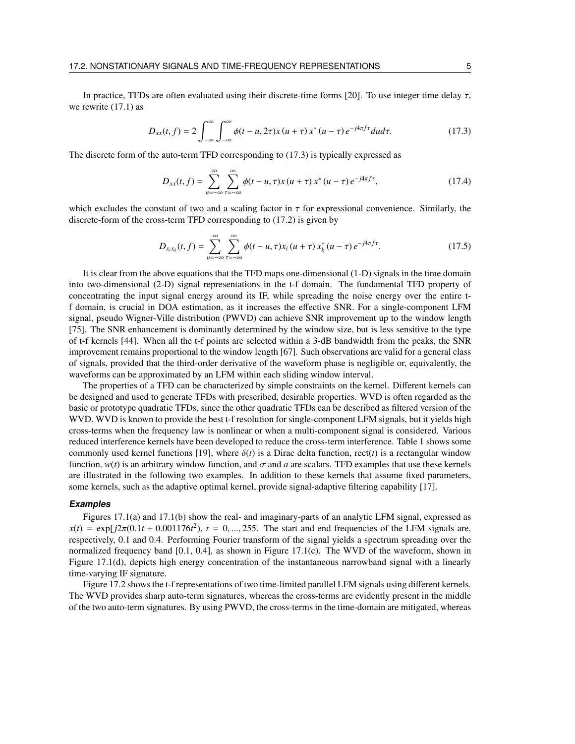In practice, TFDs are often evaluated using their discrete-time forms [20]. To use integer time delay $\tau$, we rewrite (17.1) as

$$D_{xx}(t, f) = 2\int_{-\infty}^{\infty}\int_{-\infty}^{\infty}\phi(t-u, 2\tau)x(u+\tau)\,x^*(u-\tau)\,e^{-j4\pi f\tau}dud\tau. \tag{17.3}$$

The discrete form of the auto-term TFD corresponding to (17.3) is typically expressed as

$$D_{xx}(t, f) = \sum_{u=-\infty}^{\infty}\sum_{\tau=-\infty}^{\infty}\phi(t-u, \tau)x(u+\tau)\,x^*(u-\tau)\,e^{-j4\pi f\tau}, \tag{17.4}$$

which excludes the constant of two and a scaling factor in $\tau$ for expressional convenience. Similarly, the discrete-form of the cross-term TFD corresponding to (17.2) is given by

$$D_{x_i x_k}(t, f) = \sum_{u=-\infty}^{\infty}\sum_{\tau=-\infty}^{\infty}\phi(t-u, \tau)x_i(u+\tau)\,x_k^*(u-\tau)\,e^{-j4\pi f\tau}. \tag{17.5}$$

It is clear from the above equations that the TFD maps one-dimensional (1-D) signals in the time domain into two-dimensional (2-D) signal representations in the t-f domain. The fundamental TFD property of concentrating the input signal energy around its IF, while spreading the noise energy over the entire t-f domain, is crucial in DOA estimation, as it increases the effective SNR. For a single-component LFM signal, pseudo Wigner-Ville distribution (PWVD) can achieve SNR improvement up to the window length [75]. The SNR enhancement is dominantly determined by the window size, but is less sensitive to the type of t-f kernels [44]. When all the t-f points are selected within a 3-dB bandwidth from the peaks, the SNR improvement remains proportional to the window length [67]. Such observations are valid for a general class of signals, provided that the third-order derivative of the waveform phase is negligible or, equivalently, the waveforms can be approximated by an LFM within each sliding window interval.

The properties of a TFD can be characterized by simple constraints on the kernel. Different kernels can be designed and used to generate TFDs with prescribed, desirable properties. WVD is often regarded as the basic or prototype quadratic TFDs, since the other quadratic TFDs can be described as filtered version of the WVD. WVD is known to provide the best t-f resolution for single-component LFM signals, but it yields high cross-terms when the frequency law is nonlinear or when a multi-component signal is considered. Various reduced interference kernels have been developed to reduce the cross-term interference. Table 1 shows some commonly used kernel functions [19], where $\delta(t)$ is a Dirac delta function, $\mathrm{rect}(t)$ is a rectangular window function, $w(t)$ is an arbitrary window function, and $\sigma$ and $a$ are scalars. TFD examples that use these kernels are illustrated in the following two examples. In addition to these kernels that assume fixed parameters, some kernels, such as the adaptive optimal kernel, provide signal-adaptive filtering capability [17].

### *Examples*

Figures 17.1(a) and 17.1(b) show the real- and imaginary-parts of an analytic LFM signal, expressed as $x(t) = \exp[j2\pi(0.1t + 0.001176t^2)$, $t = 0, ..., 255$. The start and end frequencies of the LFM signals are, respectively, 0.1 and 0.4. Performing Fourier transform of the signal yields a spectrum spreading over the normalized frequency band [0.1, 0.4], as shown in Figure 17.1(c). The WVD of the waveform, shown in Figure 17.1(d), depicts high energy concentration of the instantaneous narrowband signal with a linearly time-varying IF signature.

Figure 17.2 shows the t-f representations of two time-limited parallel LFM signals using different kernels. The WVD provides sharp auto-term signatures, whereas the cross-terms are evidently present in the middle of the two auto-term signatures. By using PWVD, the cross-terms in the time-domain are mitigated, whereas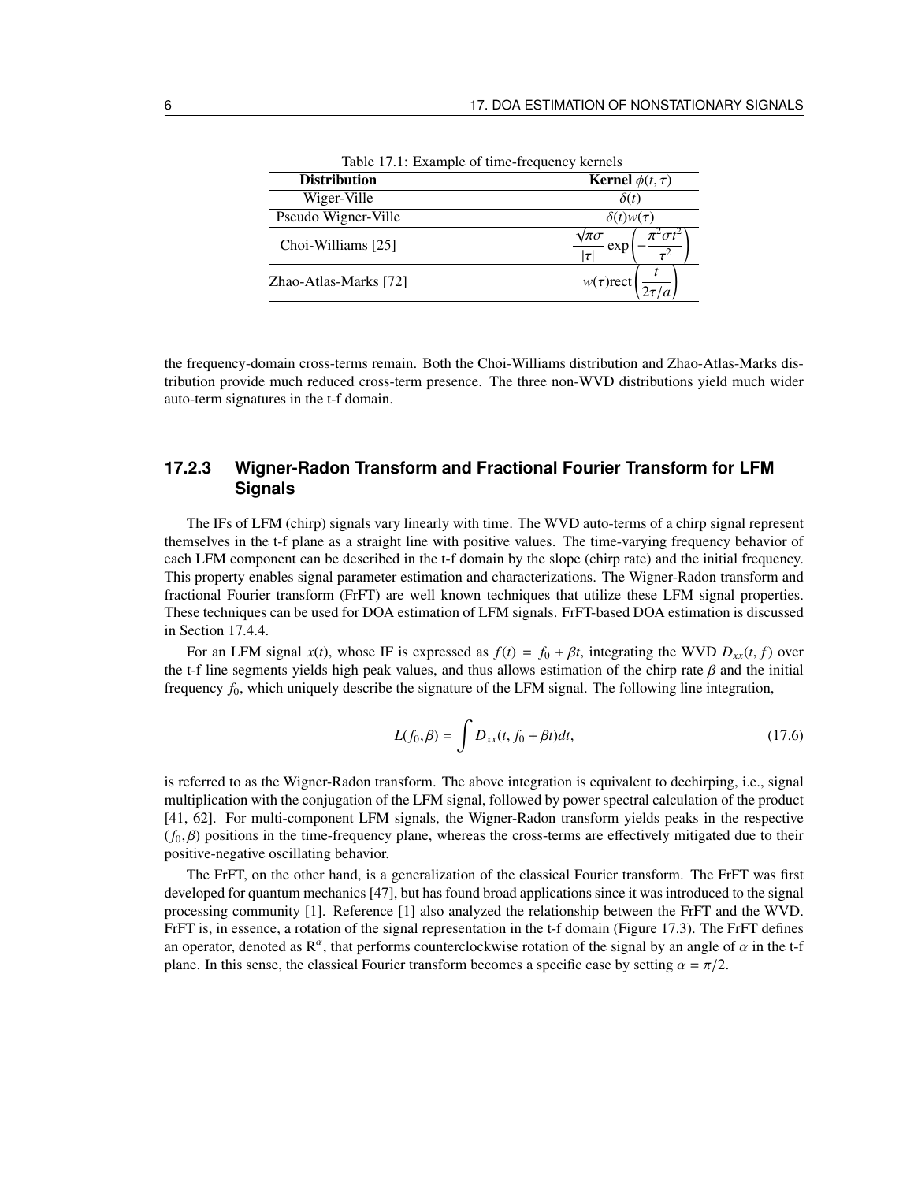Table 17.1: Example of time-frequency kernels

| Distribution | Kernel $\phi(t,\tau)$ |
|---|---|
| Wiger-Ville | $\delta(t)$ |
| Pseudo Wigner-Ville | $\delta(t)w(\tau)$ |
| Choi-Williams [25] | $\dfrac{\sqrt{\pi\sigma}}{\lvert\tau\rvert}\exp\left(-\dfrac{\pi^2\sigma t^2}{\tau^2}\right)$ |
| Zhao-Atlas-Marks [72] | $w(\tau)\mathrm{rect}\left(\dfrac{t}{2\tau/a}\right)$ |

the frequency-domain cross-terms remain. Both the Choi-Williams distribution and Zhao-Atlas-Marks distribution provide much reduced cross-term presence. The three non-WVD distributions yield much wider auto-term signatures in the t-f domain.

### 17.2.3 Wigner-Radon Transform and Fractional Fourier Transform for LFM Signals

The IFs of LFM (chirp) signals vary linearly with time. The WVD auto-terms of a chirp signal represent themselves in the t-f plane as a straight line with positive values. The time-varying frequency behavior of each LFM component can be described in the t-f domain by the slope (chirp rate) and the initial frequency. This property enables signal parameter estimation and characterizations. The Wigner-Radon transform and fractional Fourier transform (FrFT) are well known techniques that utilize these LFM signal properties. These techniques can be used for DOA estimation of LFM signals. FrFT-based DOA estimation is discussed in Section 17.4.4.

For an LFM signal $x(t)$, whose IF is expressed as $f(t) = f_0 + \beta t$, integrating the WVD $D_{xx}(t, f)$ over the t-f line segments yields high peak values, and thus allows estimation of the chirp rate $\beta$ and the initial frequency $f_0$, which uniquely describe the signature of the LFM signal. The following line integration,

$$L(f_0, \beta) = \int D_{xx}(t, f_0 + \beta t)dt, \tag{17.6}$$

is referred to as the Wigner-Radon transform. The above integration is equivalent to dechirping, i.e., signal multiplication with the conjugation of the LFM signal, followed by power spectral calculation of the product [41, 62]. For multi-component LFM signals, the Wigner-Radon transform yields peaks in the respective $(f_0, \beta)$ positions in the time-frequency plane, whereas the cross-terms are effectively mitigated due to their positive-negative oscillating behavior.

The FrFT, on the other hand, is a generalization of the classical Fourier transform. The FrFT was first developed for quantum mechanics [47], but has found broad applications since it was introduced to the signal processing community [1]. Reference [1] also analyzed the relationship between the FrFT and the WVD. FrFT is, in essence, a rotation of the signal representation in the t-f domain (Figure 17.3). The FrFT defines an operator, denoted as $\mathrm{R}^{\alpha}$, that performs counterclockwise rotation of the signal by an angle of $\alpha$ in the t-f plane. In this sense, the classical Fourier transform becomes a specific case by setting $\alpha = \pi/2$.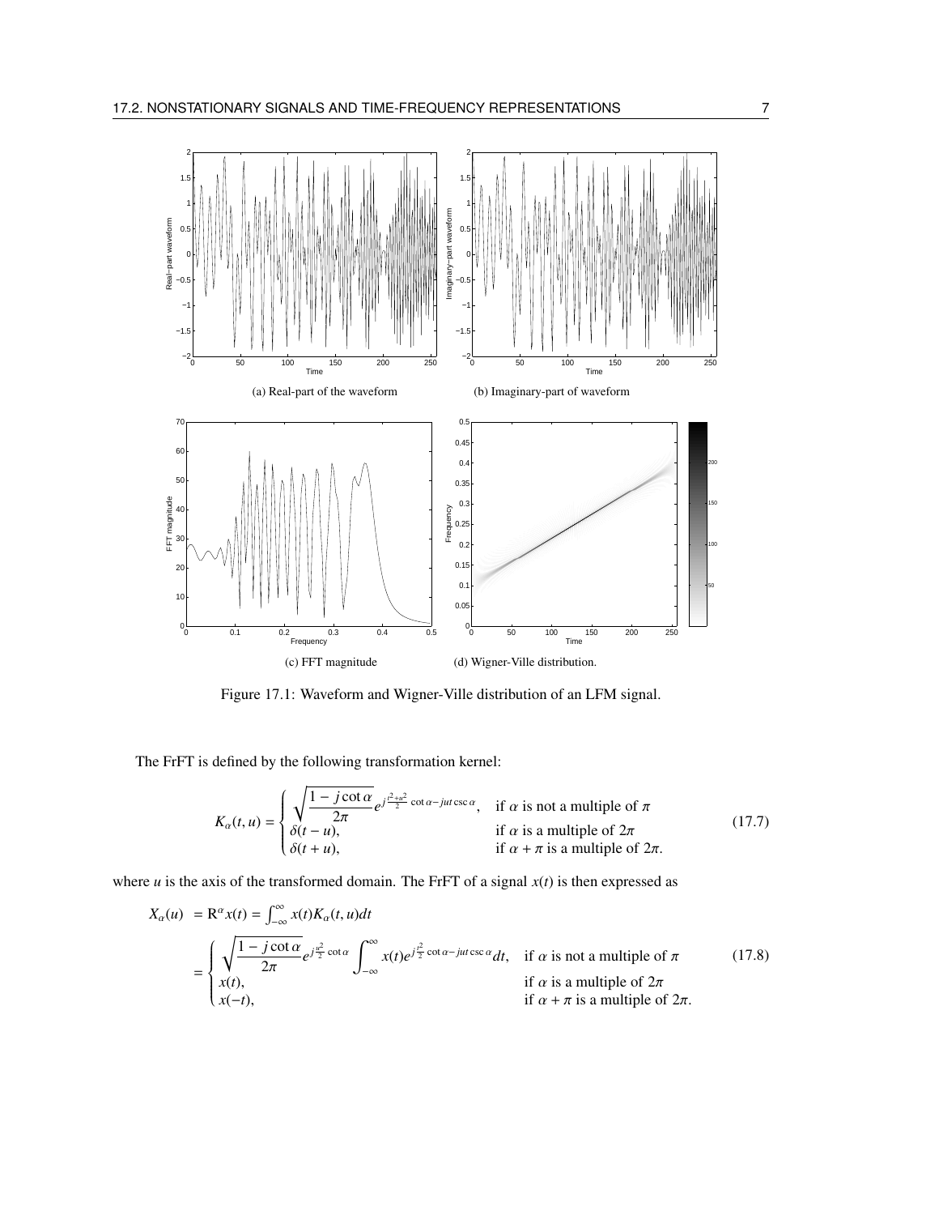(a) Real-part of the waveform

(b) Imaginary-part of waveform

(c) FFT magnitude

(d) Wigner-Ville distribution.

Figure 17.1: Waveform and Wigner-Ville distribution of an LFM signal.

The FrFT is defined by the following transformation kernel:

$$
K_\alpha(t,u) = \begin{cases} \sqrt{\dfrac{1 - j\cot\alpha}{2\pi}} e^{j\frac{t^2+u^2}{2}\cot\alpha - jut\csc\alpha}, & \text{if } \alpha \text{ is not a multiple of } \pi \\ \delta(t-u), & \text{if } \alpha \text{ is a multiple of } 2\pi \\ \delta(t+u), & \text{if } \alpha + \pi \text{ is a multiple of } 2\pi. \end{cases} \tag{17.7}
$$

where $u$ is the axis of the transformed domain. The FrFT of a signal $x(t)$ is then expressed as

$$
\begin{aligned}
X_\alpha(u) &= \mathrm{R}^\alpha x(t) = \int_{-\infty}^{\infty} x(t) K_\alpha(t,u) dt \\
&= \begin{cases} \sqrt{\dfrac{1 - j\cot\alpha}{2\pi}} e^{j\frac{u^2}{2}\cot\alpha} \displaystyle\int_{-\infty}^{\infty} x(t) e^{j\frac{t^2}{2}\cot\alpha - jut\csc\alpha} dt, & \text{if } \alpha \text{ is not a multiple of } \pi \\ x(t), & \text{if } \alpha \text{ is a multiple of } 2\pi \\ x(-t), & \text{if } \alpha + \pi \text{ is a multiple of } 2\pi. \end{cases}
\end{aligned} \tag{17.8}
$$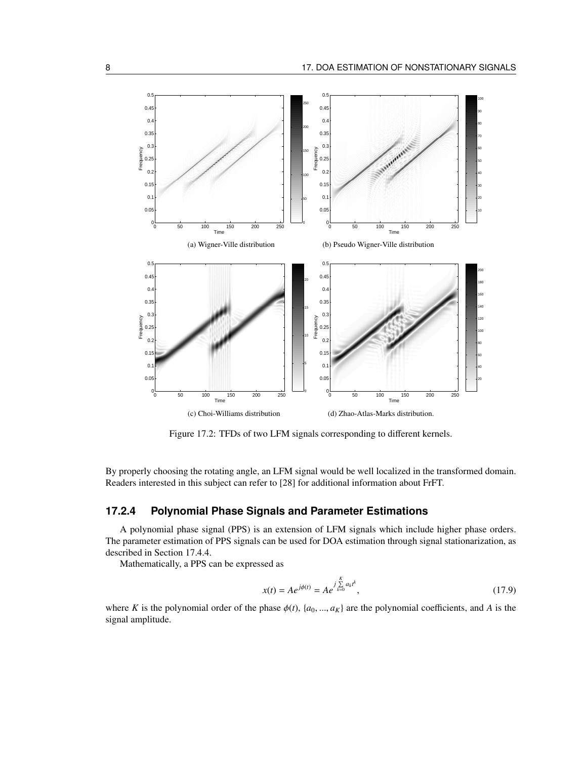(a) Wigner-Ville distribution

(b) Pseudo Wigner-Ville distribution

(c) Choi-Williams distribution

(d) Zhao-Atlas-Marks distribution.

Figure 17.2: TFDs of two LFM signals corresponding to different kernels.

By properly choosing the rotating angle, an LFM signal would be well localized in the transformed domain. Readers interested in this subject can refer to [28] for additional information about FrFT.

### 17.2.4 Polynomial Phase Signals and Parameter Estimations

A polynomial phase signal (PPS) is an extension of LFM signals which include higher phase orders. The parameter estimation of PPS signals can be used for DOA estimation through signal stationarization, as described in Section 17.4.4.

Mathematically, a PPS can be expressed as

$$x(t) = Ae^{j\phi(t)} = Ae^{j\sum_{k=0}^{K} a_k t^k}, \tag{17.9}$$

where $K$ is the polynomial order of the phase $\phi(t)$, $\{a_0, ..., a_K\}$ are the polynomial coefficients, and $A$ is the signal amplitude.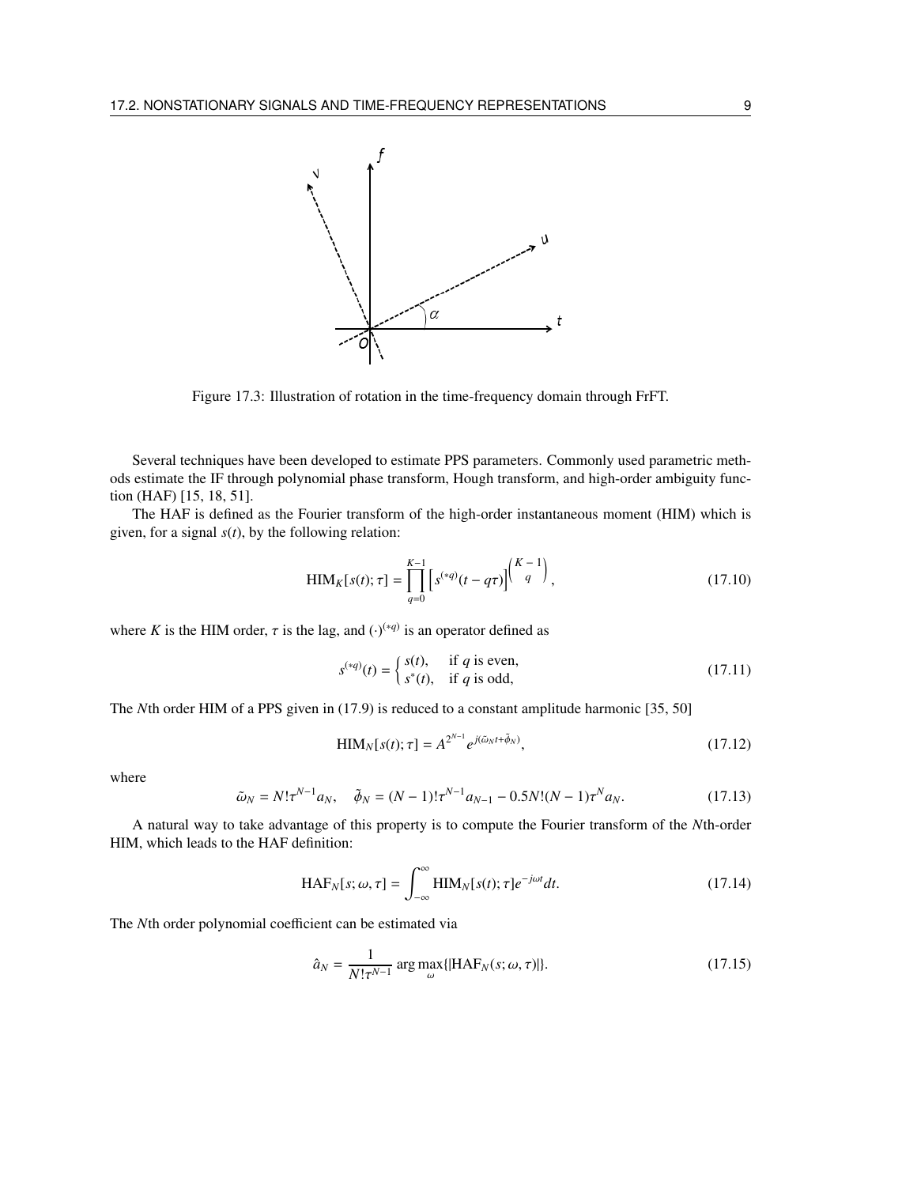Figure 17.3: Illustration of rotation in the time-frequency domain through FrFT.

Several techniques have been developed to estimate PPS parameters. Commonly used parametric methods estimate the IF through polynomial phase transform, Hough transform, and high-order ambiguity function (HAF) [15, 18, 51].

The HAF is defined as the Fourier transform of the high-order instantaneous moment (HIM) which is given, for a signal $s(t)$, by the following relation:

$$\mathrm{HIM}_K[s(t);\tau] = \prod_{q=0}^{K-1} \left[ s^{(*q)}(t - q\tau) \right]^{\binom{K-1}{q}}, \tag{17.10}$$

where $K$ is the HIM order, $\tau$ is the lag, and $(\cdot)^{(*q)}$ is an operator defined as

$$s^{(*q)}(t) = \begin{cases} s(t), & \text{if } q \text{ is even,} \\ s^*(t), & \text{if } q \text{ is odd,} \end{cases} \tag{17.11}$$

The $N$th order HIM of a PPS given in (17.9) is reduced to a constant amplitude harmonic [35, 50]

$$\mathrm{HIM}_N[s(t);\tau] = A^{2^{N-1}} e^{j(\tilde{\omega}_N t + \tilde{\phi}_N)}, \tag{17.12}$$

where

$$\tilde{\omega}_N = N!\tau^{N-1} a_N, \quad \tilde{\phi}_N = (N-1)!\tau^{N-1} a_{N-1} - 0.5N!(N-1)\tau^N a_N. \tag{17.13}$$

A natural way to take advantage of this property is to compute the Fourier transform of the $N$th-order HIM, which leads to the HAF definition:

$$\mathrm{HAF}_N[s;\omega,\tau] = \int_{-\infty}^{\infty} \mathrm{HIM}_N[s(t);\tau] e^{-j\omega t} dt. \tag{17.14}$$

The $N$th order polynomial coefficient can be estimated via

$$\hat{a}_N = \frac{1}{N!\tau^{N-1}} \arg\max_{\omega} \{ |\mathrm{HAF}_N(s;\omega,\tau)| \}. \tag{17.15}$$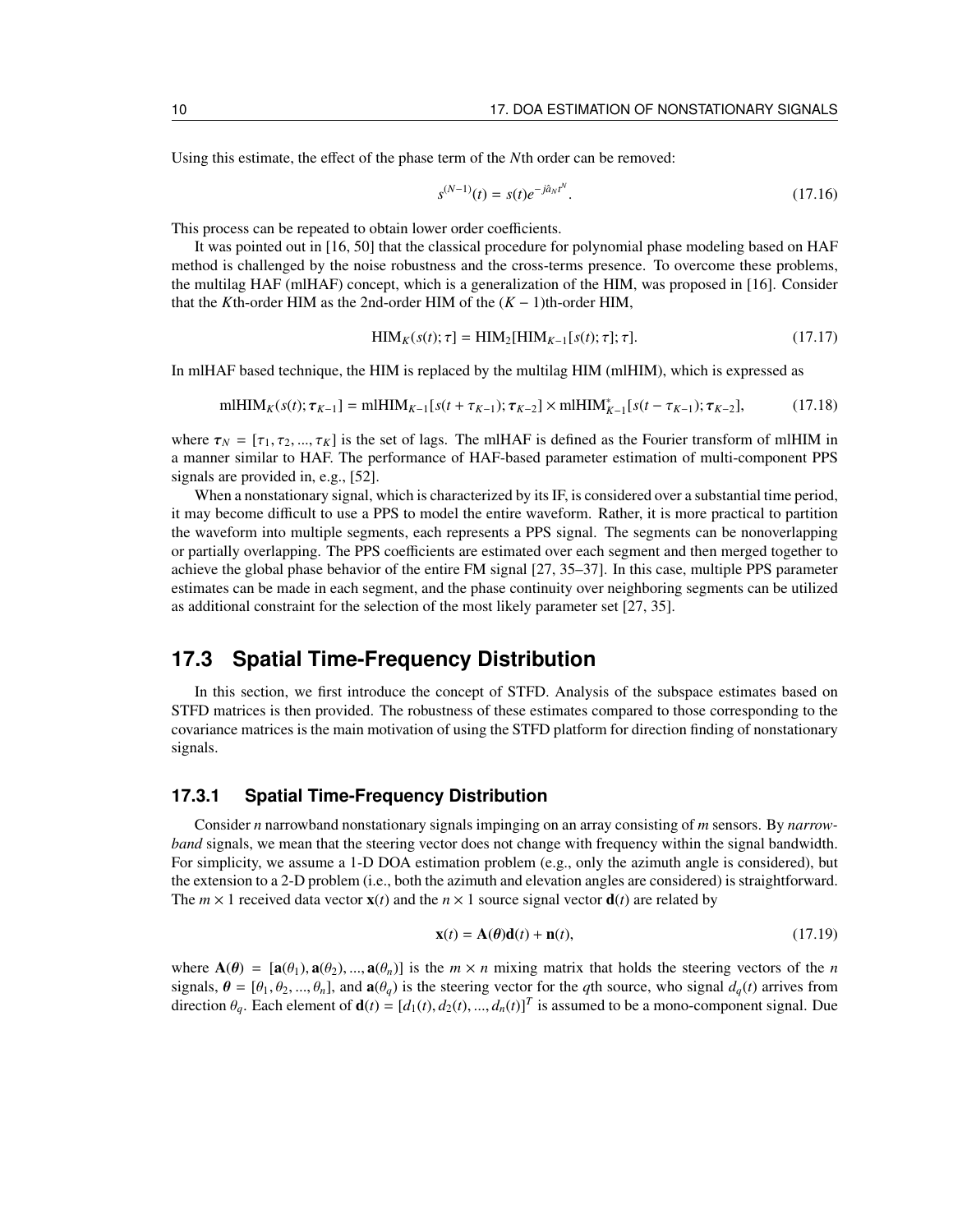Using this estimate, the effect of the phase term of the $N$th order can be removed:

$$s^{(N-1)}(t) = s(t)e^{-j\hat{a}_N t^N}. \tag{17.16}$$

This process can be repeated to obtain lower order coefficients.

It was pointed out in [16, 50] that the classical procedure for polynomial phase modeling based on HAF method is challenged by the noise robustness and the cross-terms presence. To overcome these problems, the multilag HAF (mlHAF) concept, which is a generalization of the HIM, was proposed in [16]. Consider that the $K$th-order HIM as the 2nd-order HIM of the $(K-1)$th-order HIM,

$$\text{HIM}_K(s(t);\tau] = \text{HIM}_2[\text{HIM}_{K-1}[s(t);\tau];\tau]. \tag{17.17}$$

In mlHAF based technique, the HIM is replaced by the multilag HIM (mlHIM), which is expressed as

$$\text{mlHIM}_K(s(t);\boldsymbol{\tau}_{K-1}] = \text{mlHIM}_{K-1}[s(t+\tau_{K-1});\boldsymbol{\tau}_{K-2}] \times \text{mlHIM}^*_{K-1}[s(t-\tau_{K-1});\boldsymbol{\tau}_{K-2}], \tag{17.18}$$

where $\boldsymbol{\tau}_N = [\tau_1, \tau_2, ..., \tau_K]$ is the set of lags. The mlHAF is defined as the Fourier transform of mlHIM in a manner similar to HAF. The performance of HAF-based parameter estimation of multi-component PPS signals are provided in, e.g., [52].

When a nonstationary signal, which is characterized by its IF, is considered over a substantial time period, it may become difficult to use a PPS to model the entire waveform. Rather, it is more practical to partition the waveform into multiple segments, each represents a PPS signal. The segments can be nonoverlapping or partially overlapping. The PPS coefficients are estimated over each segment and then merged together to achieve the global phase behavior of the entire FM signal [27, 35–37]. In this case, multiple PPS parameter estimates can be made in each segment, and the phase continuity over neighboring segments can be utilized as additional constraint for the selection of the most likely parameter set [27, 35].

## 17.3 Spatial Time-Frequency Distribution

In this section, we first introduce the concept of STFD. Analysis of the subspace estimates based on STFD matrices is then provided. The robustness of these estimates compared to those corresponding to the covariance matrices is the main motivation of using the STFD platform for direction finding of nonstationary signals.

### 17.3.1 Spatial Time-Frequency Distribution

Consider $n$ narrowband nonstationary signals impinging on an array consisting of $m$ sensors. By *narrowband* signals, we mean that the steering vector does not change with frequency within the signal bandwidth. For simplicity, we assume a 1-D DOA estimation problem (e.g., only the azimuth angle is considered), but the extension to a 2-D problem (i.e., both the azimuth and elevation angles are considered) is straightforward. The $m \times 1$ received data vector $\mathbf{x}(t)$ and the $n \times 1$ source signal vector $\mathbf{d}(t)$ are related by

$$\mathbf{x}(t) = \mathbf{A}(\boldsymbol{\theta})\mathbf{d}(t) + \mathbf{n}(t), \tag{17.19}$$

where $\mathbf{A}(\boldsymbol{\theta}) = [\mathbf{a}(\theta_1), \mathbf{a}(\theta_2), ..., \mathbf{a}(\theta_n)]$ is the $m \times n$ mixing matrix that holds the steering vectors of the $n$ signals, $\boldsymbol{\theta} = [\theta_1, \theta_2, ..., \theta_n]$, and $\mathbf{a}(\theta_q)$ is the steering vector for the $q$th source, who signal $d_q(t)$ arrives from direction $\theta_q$. Each element of $\mathbf{d}(t) = [d_1(t), d_2(t), ..., d_n(t)]^T$ is assumed to be a mono-component signal. Due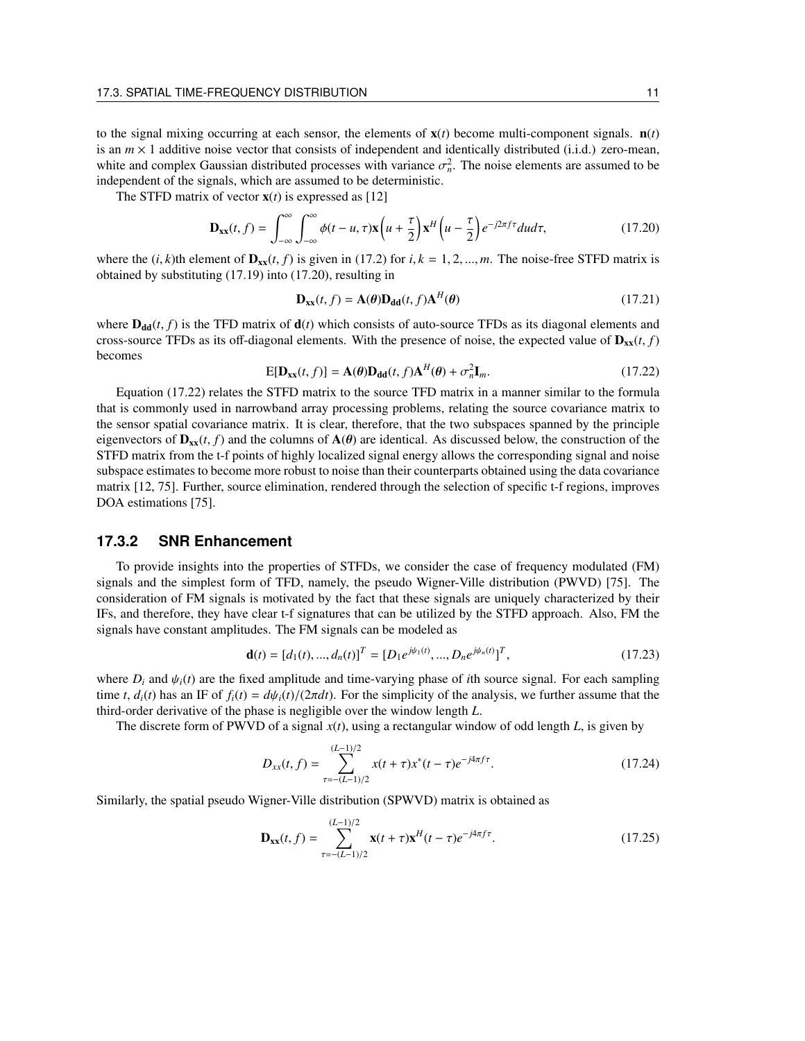to the signal mixing occurring at each sensor, the elements of $\mathbf{x}(t)$ become multi-component signals. $\mathbf{n}(t)$ is an $m \times 1$ additive noise vector that consists of independent and identically distributed (i.i.d.) zero-mean, white and complex Gaussian distributed processes with variance $\sigma_n^2$. The noise elements are assumed to be independent of the signals, which are assumed to be deterministic.

The STFD matrix of vector $\mathbf{x}(t)$ is expressed as [12]

$$\mathbf{D_{xx}}(t, f) = \int_{-\infty}^{\infty} \int_{-\infty}^{\infty} \phi(t-u, \tau) \mathbf{x}\left(u + \frac{\tau}{2}\right) \mathbf{x}^H\left(u - \frac{\tau}{2}\right) e^{-j2\pi f \tau} du d\tau, \tag{17.20}$$

where the $(i, k)$th element of $\mathbf{D_{xx}}(t, f)$ is given in (17.2) for $i, k = 1, 2, ..., m$. The noise-free STFD matrix is obtained by substituting (17.19) into (17.20), resulting in

$$\mathbf{D_{xx}}(t, f) = \mathbf{A}(\boldsymbol{\theta}) \mathbf{D_{dd}}(t, f) \mathbf{A}^H(\boldsymbol{\theta}) \tag{17.21}$$

where $\mathbf{D_{dd}}(t, f)$ is the TFD matrix of $\mathbf{d}(t)$ which consists of auto-source TFDs as its diagonal elements and cross-source TFDs as its off-diagonal elements. With the presence of noise, the expected value of $\mathbf{D_{xx}}(t, f)$ becomes

$$\mathrm{E}[\mathbf{D_{xx}}(t, f)] = \mathbf{A}(\boldsymbol{\theta}) \mathbf{D_{dd}}(t, f) \mathbf{A}^H(\boldsymbol{\theta}) + \sigma_n^2 \mathbf{I}_m. \tag{17.22}$$

Equation (17.22) relates the STFD matrix to the source TFD matrix in a manner similar to the formula that is commonly used in narrowband array processing problems, relating the source covariance matrix to the sensor spatial covariance matrix. It is clear, therefore, that the two subspaces spanned by the principle eigenvectors of $\mathbf{D_{xx}}(t, f)$ and the columns of $\mathbf{A}(\boldsymbol{\theta})$ are identical. As discussed below, the construction of the STFD matrix from the t-f points of highly localized signal energy allows the corresponding signal and noise subspace estimates to become more robust to noise than their counterparts obtained using the data covariance matrix [12, 75]. Further, source elimination, rendered through the selection of specific t-f regions, improves DOA estimations [75].

### 17.3.2 SNR Enhancement

To provide insights into the properties of STFDs, we consider the case of frequency modulated (FM) signals and the simplest form of TFD, namely, the pseudo Wigner-Ville distribution (PWVD) [75]. The consideration of FM signals is motivated by the fact that these signals are uniquely characterized by their IFs, and therefore, they have clear t-f signatures that can be utilized by the STFD approach. Also, FM the signals have constant amplitudes. The FM signals can be modeled as

$$\mathbf{d}(t) = [d_1(t), ..., d_n(t)]^T = [D_1 e^{j\psi_1(t)}, ..., D_n e^{j\psi_n(t)}]^T, \tag{17.23}$$

where $D_i$ and $\psi_i(t)$ are the fixed amplitude and time-varying phase of $i$th source signal. For each sampling time $t$, $d_i(t)$ has an IF of $f_i(t) = d\psi_i(t)/(2\pi dt)$. For the simplicity of the analysis, we further assume that the third-order derivative of the phase is negligible over the window length $L$.

The discrete form of PWVD of a signal $x(t)$, using a rectangular window of odd length $L$, is given by

$$D_{xx}(t, f) = \sum_{\tau=-(L-1)/2}^{(L-1)/2} x(t+\tau) x^*(t-\tau) e^{-j4\pi f \tau}. \tag{17.24}$$

Similarly, the spatial pseudo Wigner-Ville distribution (SPWVD) matrix is obtained as

$$\mathbf{D_{xx}}(t, f) = \sum_{\tau=-(L-1)/2}^{(L-1)/2} \mathbf{x}(t+\tau) \mathbf{x}^H(t-\tau) e^{-j4\pi f \tau}. \tag{17.25}$$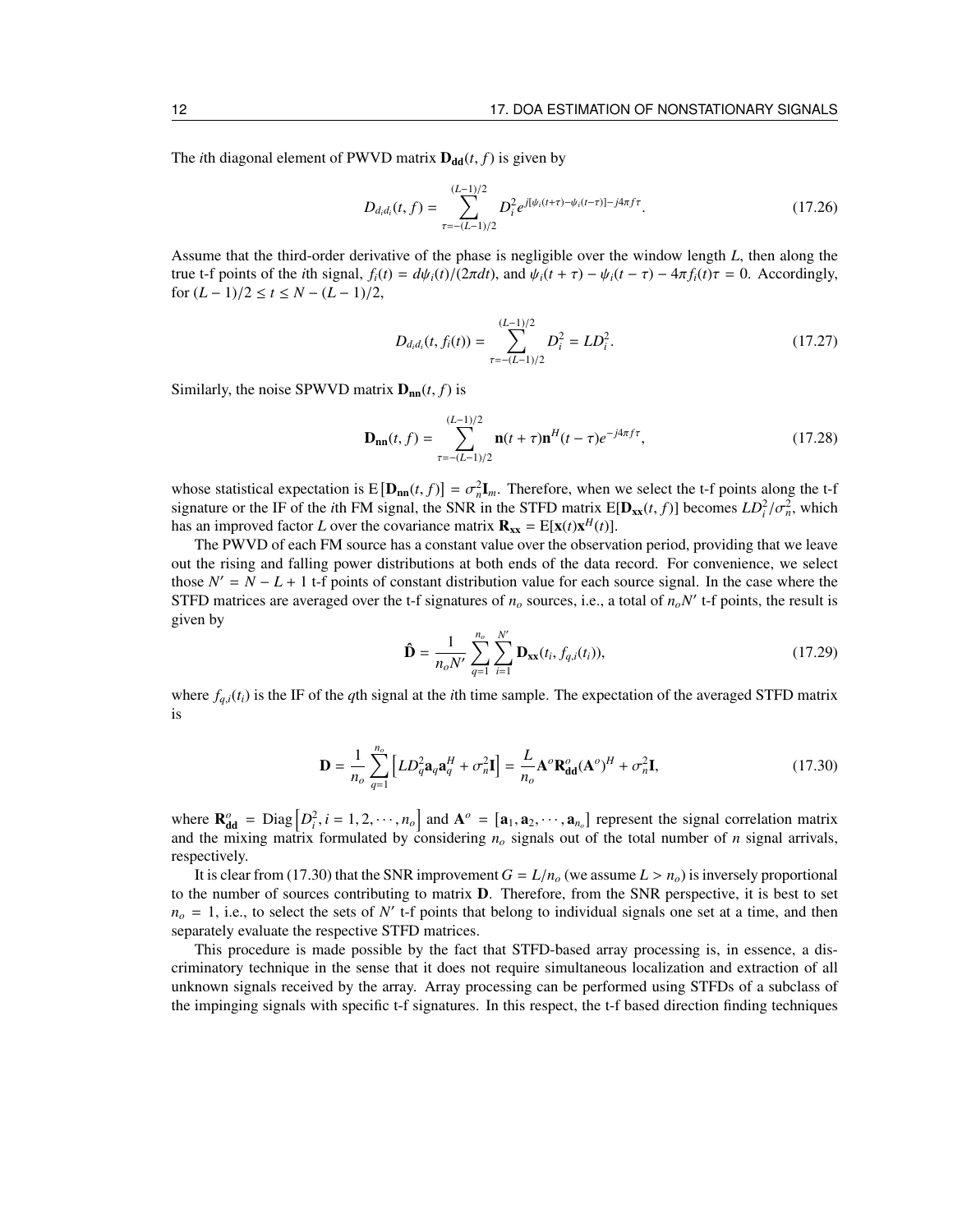The $i$th diagonal element of PWVD matrix $\mathbf{D_{dd}}(t, f)$ is given by

$$D_{d_i d_i}(t, f) = \sum_{\tau=-(L-1)/2}^{(L-1)/2} D_i^2 e^{j[\psi_i(t+\tau)-\psi_i(t-\tau)]-j4\pi f\tau}. \tag{17.26}$$

Assume that the third-order derivative of the phase is negligible over the window length $L$, then along the true t-f points of the $i$th signal, $f_i(t) = d\psi_i(t)/(2\pi dt)$, and $\psi_i(t + \tau) - \psi_i(t - \tau) - 4\pi f_i(t)\tau = 0$. Accordingly, for $(L - 1)/2 \le t \le N - (L - 1)/2$,

$$D_{d_i d_i}(t, f_i(t)) = \sum_{\tau=-(L-1)/2}^{(L-1)/2} D_i^2 = LD_i^2. \tag{17.27}$$

Similarly, the noise SPWVD matrix $\mathbf{D_{nn}}(t, f)$ is

$$\mathbf{D_{nn}}(t, f) = \sum_{\tau=-(L-1)/2}^{(L-1)/2} \mathbf{n}(t + \tau)\mathbf{n}^H(t - \tau)e^{-j4\pi f\tau}, \tag{17.28}$$

whose statistical expectation is $\mathrm{E}[\mathbf{D_{nn}}(t, f)] = \sigma_n^2 \mathbf{I}_m$. Therefore, when we select the t-f points along the t-f signature or the IF of the $i$th FM signal, the SNR in the STFD matrix $\mathrm{E}[\mathbf{D_{xx}}(t, f)]$ becomes $LD_i^2/\sigma_n^2$, which has an improved factor $L$ over the covariance matrix $\mathbf{R_{xx}} = \mathrm{E}[\mathbf{x}(t)\mathbf{x}^H(t)]$.

The PWVD of each FM source has a constant value over the observation period, providing that we leave out the rising and falling power distributions at both ends of the data record. For convenience, we select those $N' = N - L + 1$ t-f points of constant distribution value for each source signal. In the case where the STFD matrices are averaged over the t-f signatures of $n_o$ sources, i.e., a total of $n_o N'$ t-f points, the result is given by

$$\hat{\mathbf{D}} = \frac{1}{n_o N'} \sum_{q=1}^{n_o} \sum_{i=1}^{N'} \mathbf{D_{xx}}(t_i, f_{q,i}(t_i)), \tag{17.29}$$

where $f_{q,i}(t_i)$ is the IF of the $q$th signal at the $i$th time sample. The expectation of the averaged STFD matrix is

$$\mathbf{D} = \frac{1}{n_o} \sum_{q=1}^{n_o} \left[ LD_q^2 \mathbf{a}_q \mathbf{a}_q^H + \sigma_n^2 \mathbf{I} \right] = \frac{L}{n_o} \mathbf{A}^o \mathbf{R}_{\mathbf{dd}}^o (\mathbf{A}^o)^H + \sigma_n^2 \mathbf{I}, \tag{17.30}$$

where $\mathbf{R}_{\mathbf{dd}}^o = \mathrm{Diag}\left[D_i^2, i = 1, 2, \cdots, n_o\right]$ and $\mathbf{A}^o = [\mathbf{a}_1, \mathbf{a}_2, \cdots, \mathbf{a}_{n_o}]$ represent the signal correlation matrix and the mixing matrix formulated by considering $n_o$ signals out of the total number of $n$ signal arrivals, respectively.

It is clear from (17.30) that the SNR improvement $G = L/n_o$ (we assume $L > n_o$) is inversely proportional to the number of sources contributing to matrix $\mathbf{D}$. Therefore, from the SNR perspective, it is best to set $n_o = 1$, i.e., to select the sets of $N'$ t-f points that belong to individual signals one set at a time, and then separately evaluate the respective STFD matrices.

This procedure is made possible by the fact that STFD-based array processing is, in essence, a discriminatory technique in the sense that it does not require simultaneous localization and extraction of all unknown signals received by the array. Array processing can be performed using STFDs of a subclass of the impinging signals with specific t-f signatures. In this respect, the t-f based direction finding techniques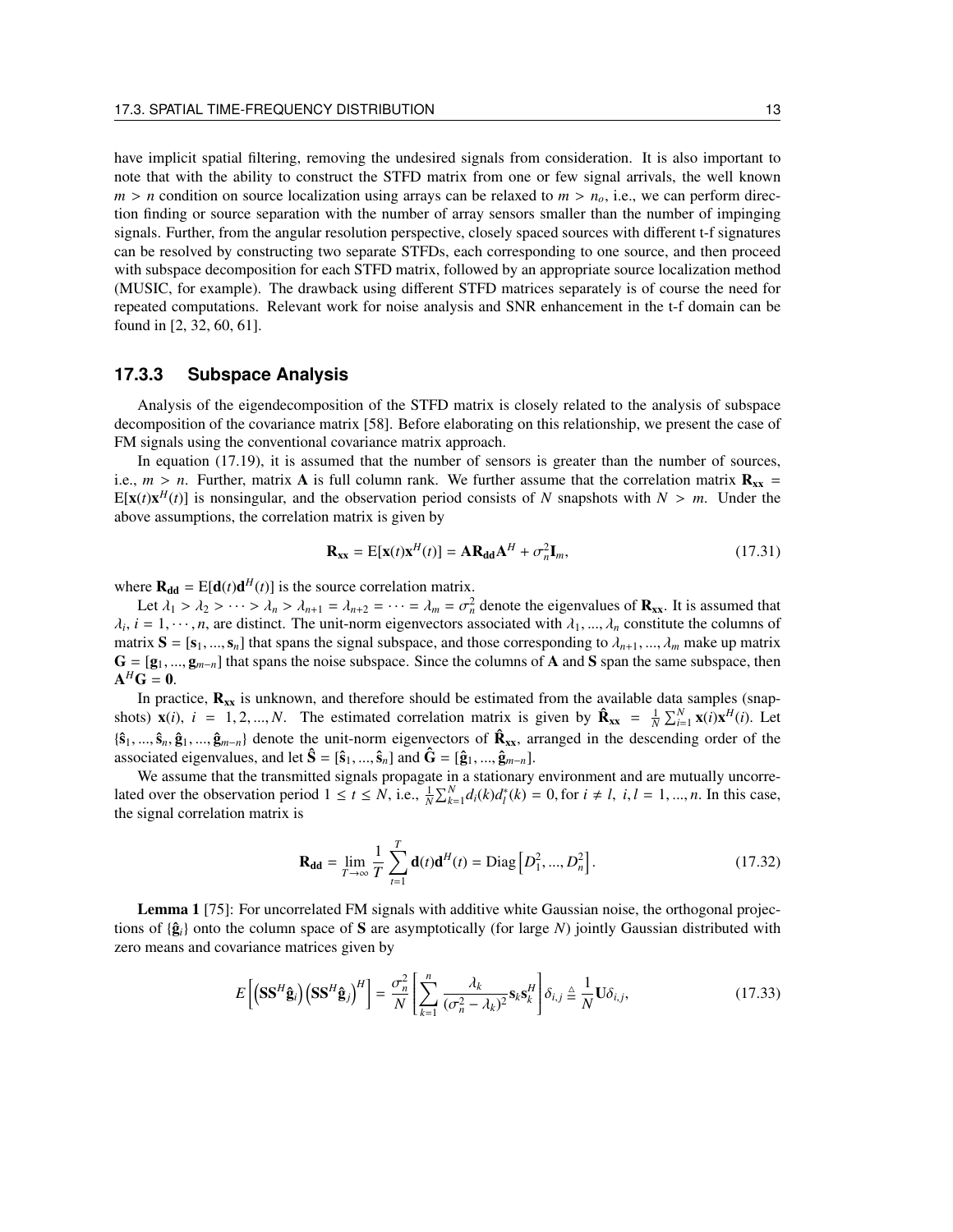have implicit spatial filtering, removing the undesired signals from consideration. It is also important to note that with the ability to construct the STFD matrix from one or few signal arrivals, the well known $m > n$ condition on source localization using arrays can be relaxed to $m > n_o$, i.e., we can perform direction finding or source separation with the number of array sensors smaller than the number of impinging signals. Further, from the angular resolution perspective, closely spaced sources with different t-f signatures can be resolved by constructing two separate STFDs, each corresponding to one source, and then proceed with subspace decomposition for each STFD matrix, followed by an appropriate source localization method (MUSIC, for example). The drawback using different STFD matrices separately is of course the need for repeated computations. Relevant work for noise analysis and SNR enhancement in the t-f domain can be found in [2, 32, 60, 61].

### 17.3.3 Subspace Analysis

Analysis of the eigendecomposition of the STFD matrix is closely related to the analysis of subspace decomposition of the covariance matrix [58]. Before elaborating on this relationship, we present the case of FM signals using the conventional covariance matrix approach.

In equation (17.19), it is assumed that the number of sensors is greater than the number of sources, i.e., $m > n$. Further, matrix $\mathbf{A}$ is full column rank. We further assume that the correlation matrix $\mathbf{R_{xx}} = \mathrm{E}[\mathbf{x}(t)\mathbf{x}^H(t)]$ is nonsingular, and the observation period consists of $N$ snapshots with $N > m$. Under the above assumptions, the correlation matrix is given by

$$\mathbf{R_{xx}} = \mathrm{E}[\mathbf{x}(t)\mathbf{x}^H(t)] = \mathbf{A}\mathbf{R_{dd}}\mathbf{A}^H + \sigma_n^2\mathbf{I}_m, \tag{17.31}$$

where $\mathbf{R_{dd}} = \mathrm{E}[\mathbf{d}(t)\mathbf{d}^H(t)]$ is the source correlation matrix.

Let $\lambda_1 > \lambda_2 > \cdots > \lambda_n > \lambda_{n+1} = \lambda_{n+2} = \cdots = \lambda_m = \sigma_n^2$ denote the eigenvalues of $\mathbf{R_{xx}}$. It is assumed that $\lambda_i$, $i = 1, \cdots, n$, are distinct. The unit-norm eigenvectors associated with $\lambda_1, ..., \lambda_n$ constitute the columns of matrix $\mathbf{S} = [\mathbf{s}_1, ..., \mathbf{s}_n]$ that spans the signal subspace, and those corresponding to $\lambda_{n+1}, ..., \lambda_m$ make up matrix $\mathbf{G} = [\mathbf{g}_1, ..., \mathbf{g}_{m-n}]$ that spans the noise subspace. Since the columns of $\mathbf{A}$ and $\mathbf{S}$ span the same subspace, then $\mathbf{A}^H\mathbf{G} = \mathbf{0}$.

In practice, $\mathbf{R_{xx}}$ is unknown, and therefore should be estimated from the available data samples (snapshots) $\mathbf{x}(i)$, $i = 1, 2, ..., N$. The estimated correlation matrix is given by $\hat{\mathbf{R}}_{\mathbf{xx}} = \frac{1}{N}\sum_{i=1}^{N}\mathbf{x}(i)\mathbf{x}^H(i)$. Let $\{\hat{\mathbf{s}}_1, ..., \hat{\mathbf{s}}_n, \hat{\mathbf{g}}_1, ..., \hat{\mathbf{g}}_{m-n}\}$ denote the unit-norm eigenvectors of $\hat{\mathbf{R}}_{\mathbf{xx}}$, arranged in the descending order of the associated eigenvalues, and let $\hat{\mathbf{S}} = [\hat{\mathbf{s}}_1, ..., \hat{\mathbf{s}}_n]$ and $\hat{\mathbf{G}} = [\hat{\mathbf{g}}_1, ..., \hat{\mathbf{g}}_{m-n}]$.

We assume that the transmitted signals propagate in a stationary environment and are mutually uncorrelated over the observation period $1 \le t \le N$, i.e., $\frac{1}{N}\sum_{k=1}^{N} d_i(k)d_l^*(k) = 0$, for $i \neq l$, $i, l = 1, ..., n$. In this case, the signal correlation matrix is

$$\mathbf{R_{dd}} = \lim_{T\to\infty}\frac{1}{T}\sum_{t=1}^{T}\mathbf{d}(t)\mathbf{d}^H(t) = \mathrm{Diag}\left[D_1^2, ..., D_n^2\right]. \tag{17.32}$$

**Lemma 1** [75]: For uncorrelated FM signals with additive white Gaussian noise, the orthogonal projections of $\{\hat{\mathbf{g}}_i\}$ onto the column space of $\mathbf{S}$ are asymptotically (for large $N$) jointly Gaussian distributed with zero means and covariance matrices given by

$$E\left[\left(\mathbf{S}\mathbf{S}^H\hat{\mathbf{g}}_i\right)\left(\mathbf{S}\mathbf{S}^H\hat{\mathbf{g}}_j\right)^H\right] = \frac{\sigma_n^2}{N}\left[\sum_{k=1}^{n}\frac{\lambda_k}{(\sigma_n^2 - \lambda_k)^2}\mathbf{s}_k\mathbf{s}_k^H\right]\delta_{i,j} \triangleq \frac{1}{N}\mathbf{U}\delta_{i,j}, \tag{17.33}$$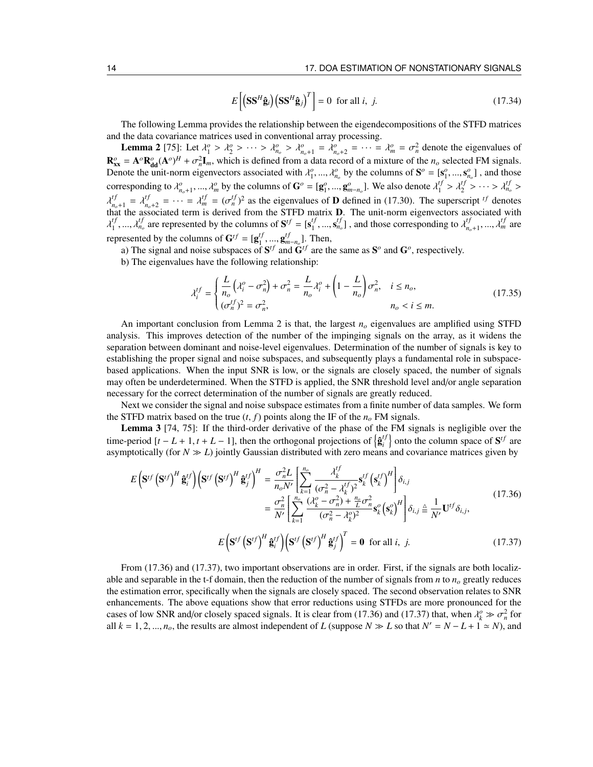$$E\left[\left(\mathbf{S}\mathbf{S}^H\hat{\mathbf{g}}_i\right)\left(\mathbf{S}\mathbf{S}^H\hat{\mathbf{g}}_j\right)^T\right] = 0 \text{ for all } i,\ j. \tag{17.34}$$

The following Lemma provides the relationship between the eigendecompositions of the STFD matrices and the data covariance matrices used in conventional array processing.

**Lemma 2** [75]: Let $\lambda_1^o > \lambda_2^o > \cdots > \lambda_{n_o}^o > \lambda_{n_o+1}^o = \lambda_{n_o+2}^o = \cdots = \lambda_m^o = \sigma_n^2$ denote the eigenvalues of $\mathbf{R}_{\mathbf{xx}}^o = \mathbf{A}^o\mathbf{R}_{\mathbf{dd}}^o(\mathbf{A}^o)^H + \sigma_n^2\mathbf{I}_m$, which is defined from a data record of a mixture of the $n_o$ selected FM signals. Denote the unit-norm eigenvectors associated with $\lambda_1^o, ..., \lambda_{n_o}^o$ by the columns of $\mathbf{S}^o = [\mathbf{s}_1^o, ..., \mathbf{s}_{n_o}^o]$ , and those corresponding to $\lambda_{n_o+1}^o, ..., \lambda_m^o$ by the columns of $\mathbf{G}^o = [\mathbf{g}_1^o, ..., \mathbf{g}_{m-n_o}^o]$. We also denote $\lambda_1^{tf} > \lambda_2^{tf} > \cdots > \lambda_{n_o}^{tf} > \lambda_{n_o+1}^{tf} = \lambda_{n_o+2}^{tf} = \cdots = \lambda_m^{tf} = (\sigma_n^{tf})^2$ as the eigenvalues of $\mathbf{D}$ defined in (17.30). The superscript $^{tf}$ denotes that the associated term is derived from the STFD matrix $\mathbf{D}$. The unit-norm eigenvectors associated with $\lambda_1^{tf}, ..., \lambda_{n_o}^{tf}$ are represented by the columns of $\mathbf{S}^{tf} = [\mathbf{s}_1^{tf}, ..., \mathbf{s}_{n_o}^{tf}]$ , and those corresponding to $\lambda_{n_o+1}^{tf}, ..., \lambda_m^{tf}$ are represented by the columns of $\mathbf{G}^{tf} = [\mathbf{g}_1^{tf}, ..., \mathbf{g}_{m-n_o}^{tf}]$. Then,

a) The signal and noise subspaces of $\mathbf{S}^{tf}$ and $\mathbf{G}^{tf}$ are the same as $\mathbf{S}^o$ and $\mathbf{G}^o$, respectively.

b) The eigenvalues have the following relationship:

$$\lambda_i^{tf} = \begin{cases} \dfrac{L}{n_o}\left(\lambda_i^o - \sigma_n^2\right) + \sigma_n^2 = \dfrac{L}{n_o}\lambda_i^o + \left(1 - \dfrac{L}{n_o}\right)\sigma_n^2, & i \le n_o, \\ (\sigma_n^{tf})^2 = \sigma_n^2, & n_o < i \le m. \end{cases} \tag{17.35}$$

An important conclusion from Lemma 2 is that, the largest $n_o$ eigenvalues are amplified using STFD analysis. This improves detection of the number of the impinging signals on the array, as it widens the separation between dominant and noise-level eigenvalues. Determination of the number of signals is key to establishing the proper signal and noise subspaces, and subsequently plays a fundamental role in subspace-based applications. When the input SNR is low, or the signals are closely spaced, the number of signals may often be underdetermined. When the STFD is applied, the SNR threshold level and/or angle separation necessary for the correct determination of the number of signals are greatly reduced.

Next we consider the signal and noise subspace estimates from a finite number of data samples. We form the STFD matrix based on the true $(t, f)$ points along the IF of the $n_o$ FM signals.

**Lemma 3** [74, 75]: If the third-order derivative of the phase of the FM signals is negligible over the time-period $[t - L + 1, t + L - 1]$, then the orthogonal projections of $\left\{\hat{\mathbf{g}}_i^{tf}\right\}$ onto the column space of $\mathbf{S}^{tf}$ are asymptotically (for $N \gg L$) jointly Gaussian distributed with zero means and covariance matrices given by

$$\begin{aligned} E\left(\mathbf{S}^{tf}\left(\mathbf{S}^{tf}\right)^H\hat{\mathbf{g}}_i^{tf}\right)\left(\mathbf{S}^{tf}\left(\mathbf{S}^{tf}\right)^H\hat{\mathbf{g}}_j^{tf}\right)^H &= \frac{\sigma_n^2 L}{n_o N'}\left[\sum_{k=1}^{n_o}\frac{\lambda_k^{tf}}{(\sigma_n^2 - \lambda_k^{tf})^2}\mathbf{s}_k^{tf}\left(\mathbf{s}_k^{tf}\right)^H\right]\delta_{i,j} \\ &= \frac{\sigma_n^2}{N'}\left[\sum_{k=1}^{n_o}\frac{(\lambda_k^o - \sigma_n^2) + \frac{n_o}{L}\sigma_n^2}{(\sigma_n^2 - \lambda_k^o)^2}\mathbf{s}_k^o\left(\mathbf{s}_k^o\right)^H\right]\delta_{i,j} \triangleq \frac{1}{N'}\mathbf{U}^{tf}\delta_{i,j}, \end{aligned} \tag{17.36}$$

$$E\left(\mathbf{S}^{tf}\left(\mathbf{S}^{tf}\right)^H\hat{\mathbf{g}}_i^{tf}\right)\left(\mathbf{S}^{tf}\left(\mathbf{S}^{tf}\right)^H\hat{\mathbf{g}}_j^{tf}\right)^T = \mathbf{0} \text{ for all } i,\ j. \tag{17.37}$$

From (17.36) and (17.37), two important observations are in order. First, if the signals are both localizable and separable in the t-f domain, then the reduction of the number of signals from $n$ to $n_o$ greatly reduces the estimation error, specifically when the signals are closely spaced. The second observation relates to SNR enhancements. The above equations show that error reductions using STFDs are more pronounced for the cases of low SNR and/or closely spaced signals. It is clear from (17.36) and (17.37) that, when $\lambda_k^o \gg \sigma_n^2$ for all $k = 1, 2, ..., n_o$, the results are almost independent of $L$ (suppose $N \gg L$ so that $N' = N - L + 1 \simeq N$), and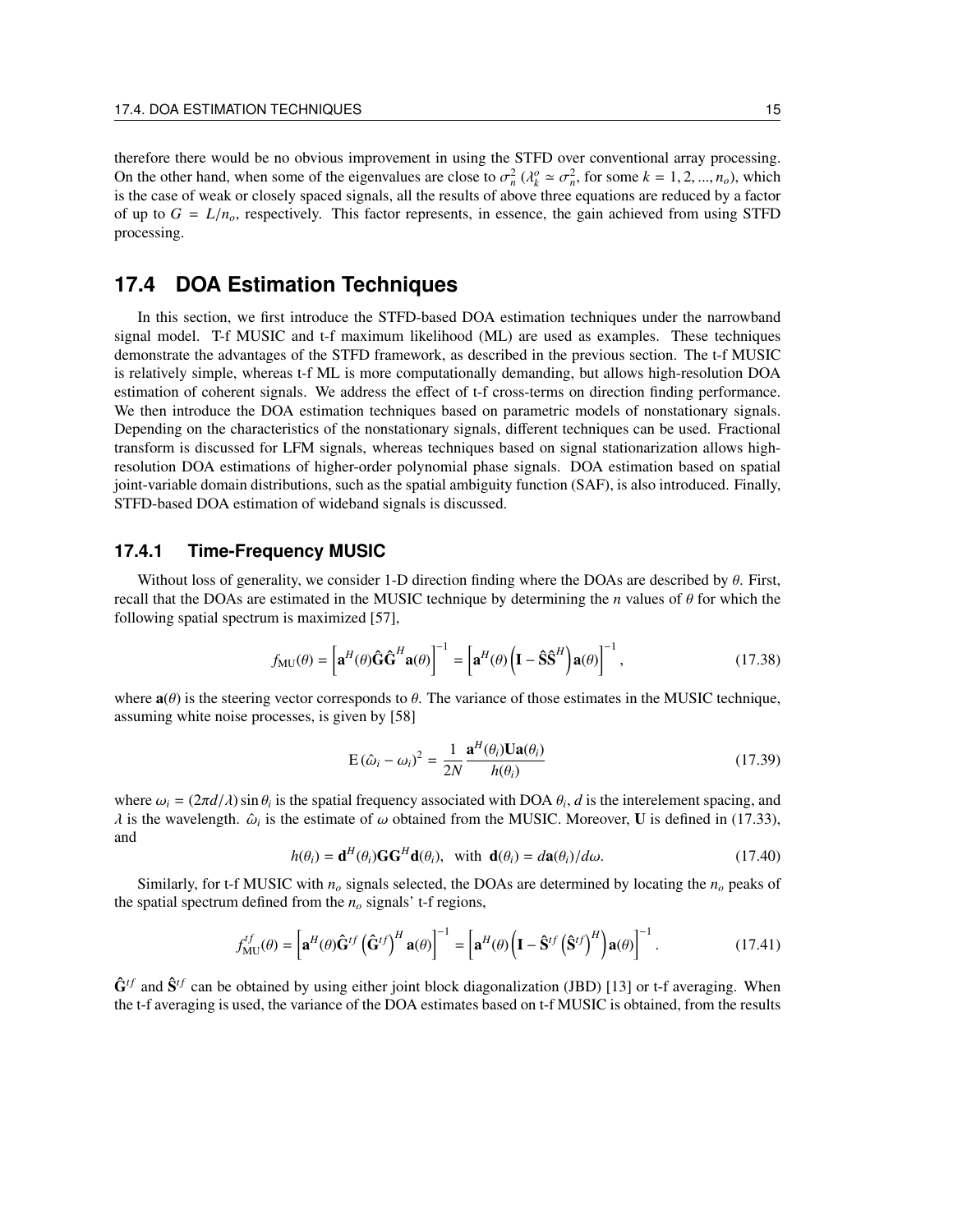therefore there would be no obvious improvement in using the STFD over conventional array processing. On the other hand, when some of the eigenvalues are close to $\sigma_n^2$ ($\lambda_k^o \simeq \sigma_n^2$, for some $k = 1, 2, ..., n_o$), which is the case of weak or closely spaced signals, all the results of above three equations are reduced by a factor of up to $G = L/n_o$, respectively. This factor represents, in essence, the gain achieved from using STFD processing.

## 17.4 DOA Estimation Techniques

In this section, we first introduce the STFD-based DOA estimation techniques under the narrowband signal model. T-f MUSIC and t-f maximum likelihood (ML) are used as examples. These techniques demonstrate the advantages of the STFD framework, as described in the previous section. The t-f MUSIC is relatively simple, whereas t-f ML is more computationally demanding, but allows high-resolution DOA estimation of coherent signals. We address the effect of t-f cross-terms on direction finding performance. We then introduce the DOA estimation techniques based on parametric models of nonstationary signals. Depending on the characteristics of the nonstationary signals, different techniques can be used. Fractional transform is discussed for LFM signals, whereas techniques based on signal stationarization allows high-resolution DOA estimations of higher-order polynomial phase signals. DOA estimation based on spatial joint-variable domain distributions, such as the spatial ambiguity function (SAF), is also introduced. Finally, STFD-based DOA estimation of wideband signals is discussed.

### 17.4.1 Time-Frequency MUSIC

Without loss of generality, we consider 1-D direction finding where the DOAs are described by $\theta$. First, recall that the DOAs are estimated in the MUSIC technique by determining the $n$ values of $\theta$ for which the following spatial spectrum is maximized [57],

$$f_{\mathrm{MU}}(\theta) = \left[\mathbf{a}^H(\theta)\hat{\mathbf{G}}\hat{\mathbf{G}}^H\mathbf{a}(\theta)\right]^{-1} = \left[\mathbf{a}^H(\theta)\left(\mathbf{I} - \hat{\mathbf{S}}\hat{\mathbf{S}}^H\right)\mathbf{a}(\theta)\right]^{-1}, \tag{17.38}$$

where $\mathbf{a}(\theta)$ is the steering vector corresponds to $\theta$. The variance of those estimates in the MUSIC technique, assuming white noise processes, is given by [58]

$$\mathrm{E}\,(\hat{\omega}_i - \omega_i)^2 = \frac{1}{2N}\frac{\mathbf{a}^H(\theta_i)\mathbf{U}\mathbf{a}(\theta_i)}{h(\theta_i)} \tag{17.39}$$

where $\omega_i = (2\pi d/\lambda)\sin\theta_i$ is the spatial frequency associated with DOA $\theta_i$, $d$ is the interelement spacing, and $\lambda$ is the wavelength. $\hat{\omega}_i$ is the estimate of $\omega$ obtained from the MUSIC. Moreover, $\mathbf{U}$ is defined in (17.33), and

$$h(\theta_i) = \mathbf{d}^H(\theta_i)\mathbf{G}\mathbf{G}^H\mathbf{d}(\theta_i), \quad \text{with} \;\; \mathbf{d}(\theta_i) = d\mathbf{a}(\theta_i)/d\omega. \tag{17.40}$$

Similarly, for t-f MUSIC with $n_o$ signals selected, the DOAs are determined by locating the $n_o$ peaks of the spatial spectrum defined from the $n_o$ signals' t-f regions,

$$f_{\mathrm{MU}}^{tf}(\theta) = \left[\mathbf{a}^H(\theta)\hat{\mathbf{G}}^{tf}\left(\hat{\mathbf{G}}^{tf}\right)^H\mathbf{a}(\theta)\right]^{-1} = \left[\mathbf{a}^H(\theta)\left(\mathbf{I} - \hat{\mathbf{S}}^{tf}\left(\hat{\mathbf{S}}^{tf}\right)^H\right)\mathbf{a}(\theta)\right]^{-1}. \tag{17.41}$$

$\hat{\mathbf{G}}^{tf}$ and $\hat{\mathbf{S}}^{tf}$ can be obtained by using either joint block diagonalization (JBD) [13] or t-f averaging. When the t-f averaging is used, the variance of the DOA estimates based on t-f MUSIC is obtained, from the results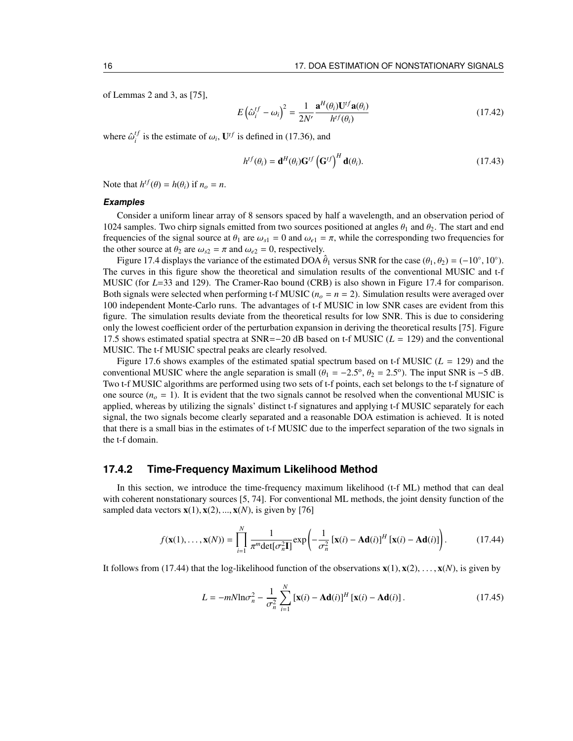of Lemmas 2 and 3, as [75],

$$E\left(\hat{\omega}_i^{tf} - \omega_i\right)^2 = \frac{1}{2N'} \frac{\mathbf{a}^H(\theta_i)\mathbf{U}^{tf}\mathbf{a}(\theta_i)}{h^{tf}(\theta_i)} \tag{17.42}$$

where $\hat{\omega}_i^{tf}$ is the estimate of $\omega_i$, $\mathbf{U}^{tf}$ is defined in (17.36), and

$$h^{tf}(\theta_i) = \mathbf{d}^H(\theta_i)\mathbf{G}^{tf}\left(\mathbf{G}^{tf}\right)^H\mathbf{d}(\theta_i). \tag{17.43}$$

Note that $h^{tf}(\theta) = h(\theta_i)$ if $n_o = n$.

#### *Examples*

Consider a uniform linear array of 8 sensors spaced by half a wavelength, and an observation period of 1024 samples. Two chirp signals emitted from two sources positioned at angles $\theta_1$ and $\theta_2$. The start and end frequencies of the signal source at $\theta_1$ are $\omega_{s1} = 0$ and $\omega_{e1} = \pi$, while the corresponding two frequencies for the other source at $\theta_2$ are $\omega_{s2} = \pi$ and $\omega_{e2} = 0$, respectively.

Figure 17.4 displays the variance of the estimated DOA $\hat{\theta}_1$ versus SNR for the case $(\theta_1, \theta_2) = (-10^\circ, 10^\circ)$. The curves in this figure show the theoretical and simulation results of the conventional MUSIC and t-f MUSIC (for $L$=33 and 129). The Cramer-Rao bound (CRB) is also shown in Figure 17.4 for comparison. Both signals were selected when performing t-f MUSIC ($n_o = n = 2$). Simulation results were averaged over 100 independent Monte-Carlo runs. The advantages of t-f MUSIC in low SNR cases are evident from this figure. The simulation results deviate from the theoretical results for low SNR. This is due to considering only the lowest coefficient order of the perturbation expansion in deriving the theoretical results [75]. Figure 17.5 shows estimated spatial spectra at SNR=$-20$ dB based on t-f MUSIC ($L = 129$) and the conventional MUSIC. The t-f MUSIC spectral peaks are clearly resolved.

Figure 17.6 shows examples of the estimated spatial spectrum based on t-f MUSIC ($L = 129$) and the conventional MUSIC where the angle separation is small ($\theta_1 = -2.5^\mathrm{o}$, $\theta_2 = 2.5^\mathrm{o}$). The input SNR is $-5$ dB. Two t-f MUSIC algorithms are performed using two sets of t-f points, each set belongs to the t-f signature of one source ($n_o = 1$). It is evident that the two signals cannot be resolved when the conventional MUSIC is applied, whereas by utilizing the signals' distinct t-f signatures and applying t-f MUSIC separately for each signal, the two signals become clearly separated and a reasonable DOA estimation is achieved. It is noted that there is a small bias in the estimates of t-f MUSIC due to the imperfect separation of the two signals in the t-f domain.

### 17.4.2 Time-Frequency Maximum Likelihood Method

In this section, we introduce the time-frequency maximum likelihood (t-f ML) method that can deal with coherent nonstationary sources [5, 74]. For conventional ML methods, the joint density function of the sampled data vectors $\mathbf{x}(1), \mathbf{x}(2), ..., \mathbf{x}(N)$, is given by [76]

$$f(\mathbf{x}(1), \ldots, \mathbf{x}(N)) = \prod_{i=1}^{N} \frac{1}{\pi^m \det[\sigma_n^2 \mathbf{I}]} \exp\left(-\frac{1}{\sigma_n^2}\left[\mathbf{x}(i) - \mathbf{A}\mathbf{d}(i)\right]^H \left[\mathbf{x}(i) - \mathbf{A}\mathbf{d}(i)\right]\right). \tag{17.44}$$

It follows from (17.44) that the log-likelihood function of the observations $\mathbf{x}(1), \mathbf{x}(2), \ldots, \mathbf{x}(N)$, is given by

$$L = -mN\ln\sigma_n^2 - \frac{1}{\sigma_n^2}\sum_{i=1}^{N}\left[\mathbf{x}(i) - \mathbf{A}\mathbf{d}(i)\right]^H \left[\mathbf{x}(i) - \mathbf{A}\mathbf{d}(i)\right]. \tag{17.45}$$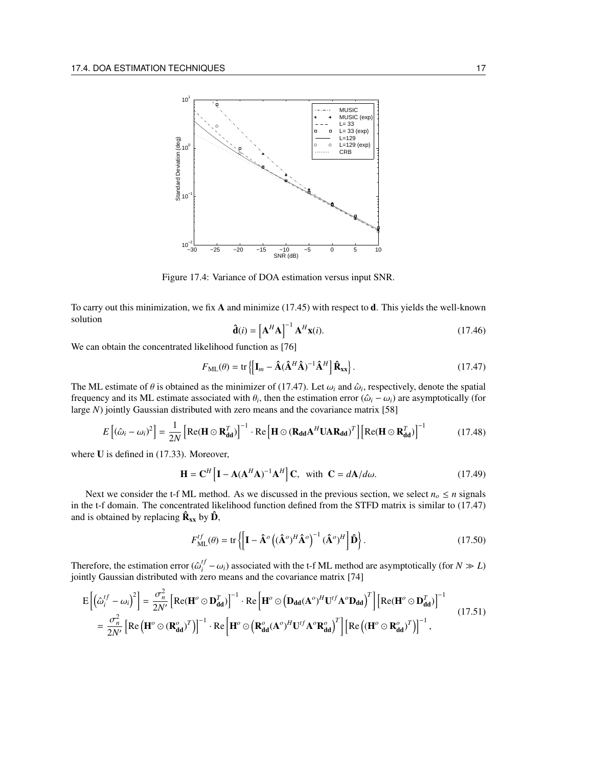Figure 17.4: Variance of DOA estimation versus input SNR.

To carry out this minimization, we fix $\mathbf{A}$ and minimize (17.45) with respect to $\mathbf{d}$. This yields the well-known solution

$$\hat{\mathbf{d}}(i) = \left[\mathbf{A}^H\mathbf{A}\right]^{-1}\mathbf{A}^H\mathbf{x}(i). \tag{17.46}$$

We can obtain the concentrated likelihood function as [76]

$$F_{\mathrm{ML}}(\theta) = \mathrm{tr}\left\{\left[\mathbf{I}_m - \hat{\mathbf{A}}(\hat{\mathbf{A}}^H\hat{\mathbf{A}})^{-1}\hat{\mathbf{A}}^H\right]\hat{\mathbf{R}}_{\mathbf{xx}}\right\}. \tag{17.47}$$

The ML estimate of $\theta$ is obtained as the minimizer of (17.47). Let $\omega_i$ and $\hat{\omega}_i$, respectively, denote the spatial frequency and its ML estimate associated with $\theta_i$, then the estimation error $(\hat{\omega}_i - \omega_i)$ are asymptotically (for large $N$) jointly Gaussian distributed with zero means and the covariance matrix [58]

$$E\left[(\hat{\omega}_i - \omega_i)^2\right] = \frac{1}{2N}\left[\mathrm{Re}(\mathbf{H}\odot\mathbf{R}_{\mathbf{dd}}^T)\right]^{-1}\cdot\mathrm{Re}\left[\mathbf{H}\odot(\mathbf{R}_{\mathbf{dd}}\mathbf{A}^H\mathbf{U}\mathbf{A}\mathbf{R}_{\mathbf{dd}})^T\right]\left[\mathrm{Re}(\mathbf{H}\odot\mathbf{R}_{\mathbf{dd}}^T)\right]^{-1} \tag{17.48}$$

where $\mathbf{U}$ is defined in (17.33). Moreover,

$$\mathbf{H} = \mathbf{C}^H\left[\mathbf{I} - \mathbf{A}(\mathbf{A}^H\mathbf{A})^{-1}\mathbf{A}^H\right]\mathbf{C}, \quad \text{with } \mathbf{C} = d\mathbf{A}/d\omega. \tag{17.49}$$

Next we consider the t-f ML method. As we discussed in the previous section, we select $n_o \leq n$ signals in the t-f domain. The concentrated likelihood function defined from the STFD matrix is similar to (17.47) and is obtained by replacing $\hat{\mathbf{R}}_{\mathbf{xx}}$ by $\hat{\mathbf{D}}$,

$$F_{\mathrm{ML}}^{tf}(\theta) = \mathrm{tr}\left\{\left[\mathbf{I} - \hat{\mathbf{A}}^o\left((\hat{\mathbf{A}}^o)^H\hat{\mathbf{A}}^o\right)^{-1}(\hat{\mathbf{A}}^o)^H\right]\hat{\mathbf{D}}\right\}. \tag{17.50}$$

Therefore, the estimation error $(\hat{\omega}_i^{tf} - \omega_i)$ associated with the t-f ML method are asymptotically (for $N \gg L$) jointly Gaussian distributed with zero means and the covariance matrix [74]

$$\begin{aligned}
\mathrm{E}\left[\left(\hat{\omega}_i^{tf} - \omega_i\right)^2\right] &= \frac{\sigma_n^2}{2N'}\left[\mathrm{Re}(\mathbf{H}^o\odot\mathbf{D}_{\mathbf{dd}}^T)\right]^{-1}\cdot\mathrm{Re}\left[\mathbf{H}^o\odot\left(\mathbf{D}_{\mathbf{dd}}(\mathbf{A}^o)^H\mathbf{U}^{tf}\mathbf{A}^o\mathbf{D}_{\mathbf{dd}}\right)^T\right]\left[\mathrm{Re}(\mathbf{H}^o\odot\mathbf{D}_{\mathbf{dd}}^T)\right]^{-1} \\
&= \frac{\sigma_n^2}{2N'}\left[\mathrm{Re}\left(\mathbf{H}^o\odot(\mathbf{R}_{\mathbf{dd}}^o)^T\right)\right]^{-1}\cdot\mathrm{Re}\left[\mathbf{H}^o\odot\left(\mathbf{R}_{\mathbf{dd}}^o(\mathbf{A}^o)^H\mathbf{U}^{tf}\mathbf{A}^o\mathbf{R}_{\mathbf{dd}}^o\right)^T\right]\left[\mathrm{Re}\left((\mathbf{H}^o\odot\mathbf{R}_{\mathbf{dd}}^o)^T\right)\right]^{-1},
\end{aligned} \tag{17.51}$$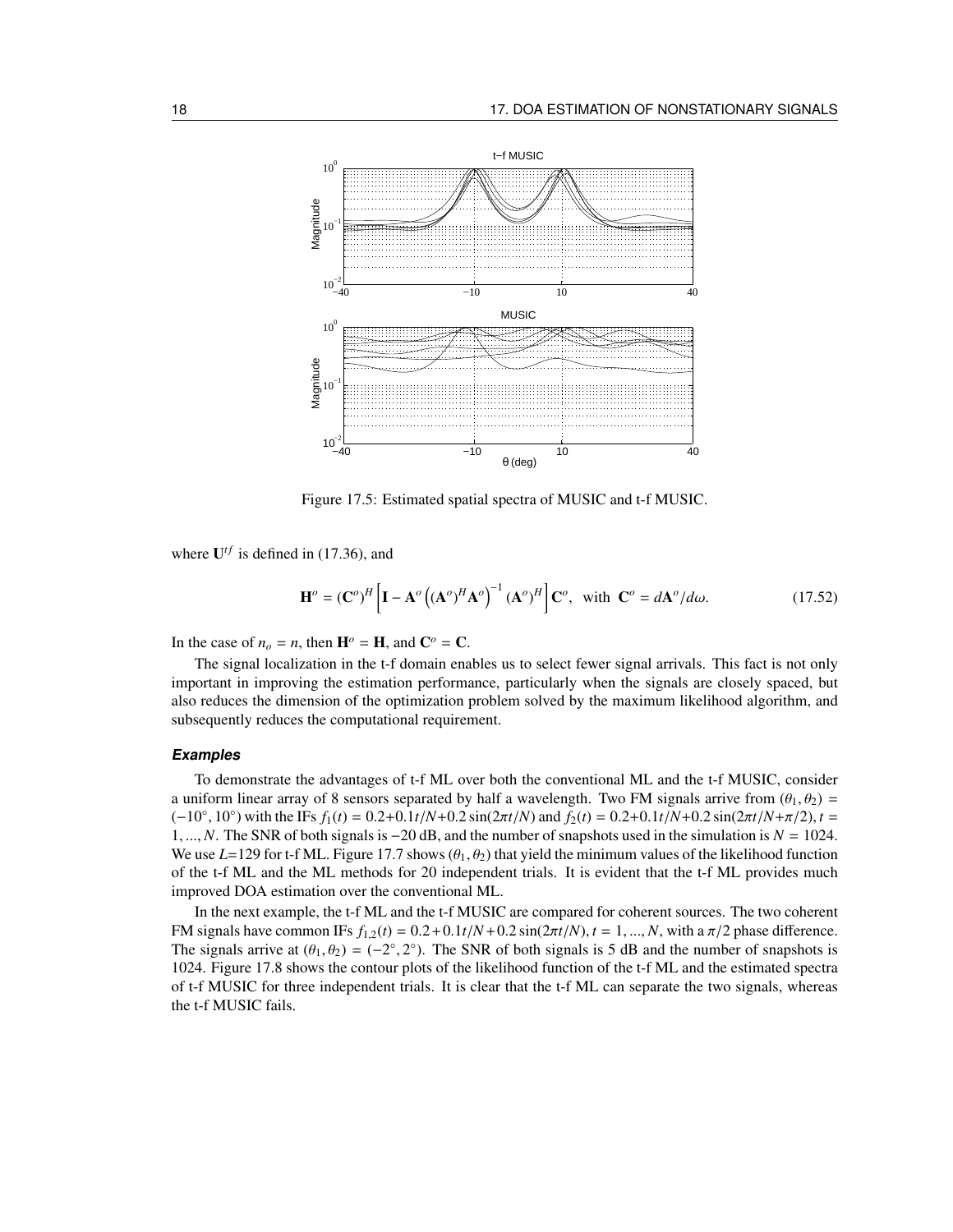Figure 17.5: Estimated spatial spectra of MUSIC and t-f MUSIC.

where $\mathbf{U}^{tf}$ is defined in (17.36), and

$$\mathbf{H}^o = (\mathbf{C}^o)^H \left[ \mathbf{I} - \mathbf{A}^o \left( (\mathbf{A}^o)^H \mathbf{A}^o \right)^{-1} (\mathbf{A}^o)^H \right] \mathbf{C}^o, \quad \text{with } \mathbf{C}^o = d\mathbf{A}^o / d\omega. \tag{17.52}$$

In the case of $n_o = n$, then $\mathbf{H}^o = \mathbf{H}$, and $\mathbf{C}^o = \mathbf{C}$.

The signal localization in the t-f domain enables us to select fewer signal arrivals. This fact is not only important in improving the estimation performance, particularly when the signals are closely spaced, but also reduces the dimension of the optimization problem solved by the maximum likelihood algorithm, and subsequently reduces the computational requirement.

### *Examples*

To demonstrate the advantages of t-f ML over both the conventional ML and the t-f MUSIC, consider a uniform linear array of 8 sensors separated by half a wavelength. Two FM signals arrive from $(\theta_1, \theta_2) = (-10^\circ, 10^\circ)$ with the IFs $f_1(t) = 0.2 + 0.1t/N + 0.2\sin(2\pi t/N)$ and $f_2(t) = 0.2 + 0.1t/N + 0.2\sin(2\pi t/N + \pi/2)$, $t = 1, ..., N$. The SNR of both signals is $-20$ dB, and the number of snapshots used in the simulation is $N = 1024$. We use $L$=129 for t-f ML. Figure 17.7 shows $(\theta_1, \theta_2)$ that yield the minimum values of the likelihood function of the t-f ML and the ML methods for 20 independent trials. It is evident that the t-f ML provides much improved DOA estimation over the conventional ML.

In the next example, the t-f ML and the t-f MUSIC are compared for coherent sources. The two coherent FM signals have common IFs $f_{1,2}(t) = 0.2 + 0.1t/N + 0.2\sin(2\pi t/N)$, $t = 1, ..., N$, with a $\pi/2$ phase difference. The signals arrive at $(\theta_1, \theta_2) = (-2^\circ, 2^\circ)$. The SNR of both signals is 5 dB and the number of snapshots is 1024. Figure 17.8 shows the contour plots of the likelihood function of the t-f ML and the estimated spectra of t-f MUSIC for three independent trials. It is clear that the t-f ML can separate the two signals, whereas the t-f MUSIC fails.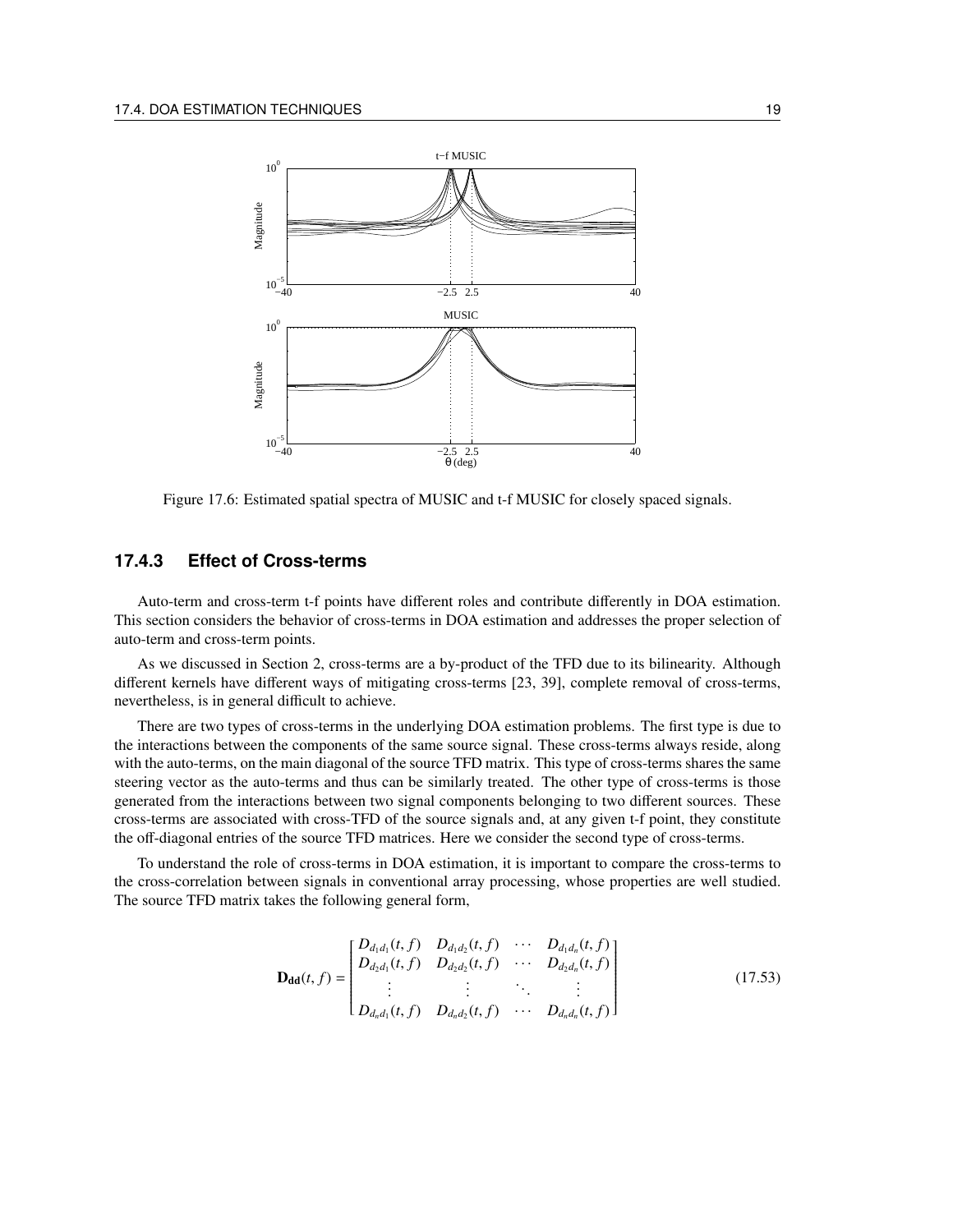Figure 17.6: Estimated spatial spectra of MUSIC and t-f MUSIC for closely spaced signals.

### 17.4.3 Effect of Cross-terms

Auto-term and cross-term t-f points have different roles and contribute differently in DOA estimation. This section considers the behavior of cross-terms in DOA estimation and addresses the proper selection of auto-term and cross-term points.

As we discussed in Section 2, cross-terms are a by-product of the TFD due to its bilinearity. Although different kernels have different ways of mitigating cross-terms [23, 39], complete removal of cross-terms, nevertheless, is in general difficult to achieve.

There are two types of cross-terms in the underlying DOA estimation problems. The first type is due to the interactions between the components of the same source signal. These cross-terms always reside, along with the auto-terms, on the main diagonal of the source TFD matrix. This type of cross-terms shares the same steering vector as the auto-terms and thus can be similarly treated. The other type of cross-terms is those generated from the interactions between two signal components belonging to two different sources. These cross-terms are associated with cross-TFD of the source signals and, at any given t-f point, they constitute the off-diagonal entries of the source TFD matrices. Here we consider the second type of cross-terms.

To understand the role of cross-terms in DOA estimation, it is important to compare the cross-terms to the cross-correlation between signals in conventional array processing, whose properties are well studied. The source TFD matrix takes the following general form,

$$\mathbf{D_{dd}}(t,f) = \begin{bmatrix} D_{d_1d_1}(t,f) & D_{d_1d_2}(t,f) & \cdots & D_{d_1d_n}(t,f) \\ D_{d_2d_1}(t,f) & D_{d_2d_2}(t,f) & \cdots & D_{d_2d_n}(t,f) \\ \vdots & \vdots & \ddots & \vdots \\ D_{d_nd_1}(t,f) & D_{d_nd_2}(t,f) & \cdots & D_{d_nd_n}(t,f) \end{bmatrix} \tag{17.53}$$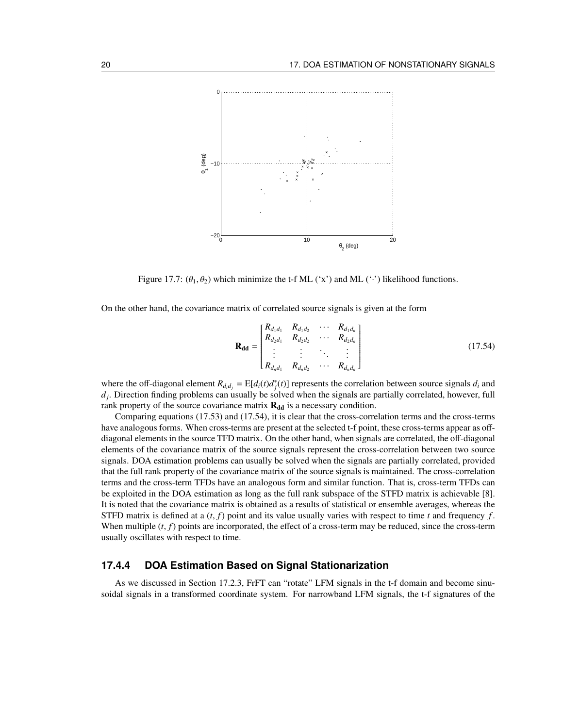Figure 17.7: $(\theta_1, \theta_2)$ which minimize the t-f ML ('x') and ML ('·') likelihood functions.

On the other hand, the covariance matrix of correlated source signals is given at the form

$$
\mathbf{R_{dd}} = \begin{bmatrix} R_{d_1 d_1} & R_{d_1 d_2} & \cdots & R_{d_1 d_n} \\ R_{d_2 d_1} & R_{d_2 d_2} & \cdots & R_{d_2 d_n} \\ \vdots & \vdots & \ddots & \vdots \\ R_{d_n d_1} & R_{d_n d_2} & \cdots & R_{d_n d_n} \end{bmatrix} \tag{17.54}
$$

where the off-diagonal element $R_{d_i d_j} = \mathrm{E}[d_i(t) d_j^*(t)]$ represents the correlation between source signals $d_i$ and $d_j$. Direction finding problems can usually be solved when the signals are partially correlated, however, full rank property of the source covariance matrix $\mathbf{R_{dd}}$ is a necessary condition.

Comparing equations (17.53) and (17.54), it is clear that the cross-correlation terms and the cross-terms have analogous forms. When cross-terms are present at the selected t-f point, these cross-terms appear as off-diagonal elements in the source TFD matrix. On the other hand, when signals are correlated, the off-diagonal elements of the covariance matrix of the source signals represent the cross-correlation between two source signals. DOA estimation problems can usually be solved when the signals are partially correlated, provided that the full rank property of the covariance matrix of the source signals is maintained. The cross-correlation terms and the cross-term TFDs have an analogous form and similar function. That is, cross-term TFDs can be exploited in the DOA estimation as long as the full rank subspace of the STFD matrix is achievable [8]. It is noted that the covariance matrix is obtained as a results of statistical or ensemble averages, whereas the STFD matrix is defined at a $(t, f)$ point and its value usually varies with respect to time $t$ and frequency $f$. When multiple $(t, f)$ points are incorporated, the effect of a cross-term may be reduced, since the cross-term usually oscillates with respect to time.

### 17.4.4 DOA Estimation Based on Signal Stationarization

As we discussed in Section 17.2.3, FrFT can "rotate" LFM signals in the t-f domain and become sinusoidal signals in a transformed coordinate system. For narrowband LFM signals, the t-f signatures of the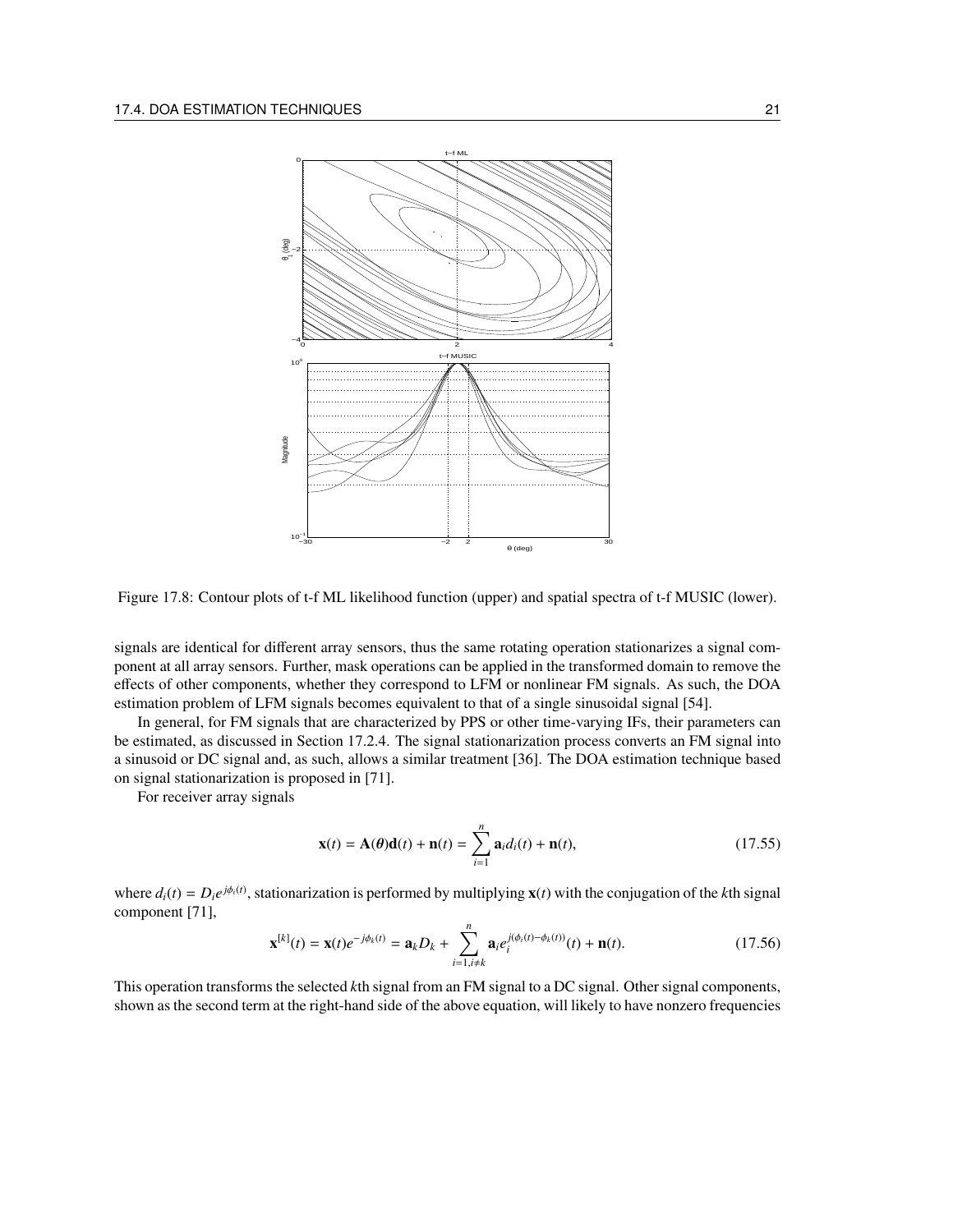Figure 17.8: Contour plots of t-f ML likelihood function (upper) and spatial spectra of t-f MUSIC (lower).

signals are identical for different array sensors, thus the same rotating operation stationarizes a signal component at all array sensors. Further, mask operations can be applied in the transformed domain to remove the effects of other components, whether they correspond to LFM or nonlinear FM signals. As such, the DOA estimation problem of LFM signals becomes equivalent to that of a single sinusoidal signal [54].

In general, for FM signals that are characterized by PPS or other time-varying IFs, their parameters can be estimated, as discussed in Section 17.2.4. The signal stationarization process converts an FM signal into a sinusoid or DC signal and, as such, allows a similar treatment [36]. The DOA estimation technique based on signal stationarization is proposed in [71].

For receiver array signals

$$\mathbf{x}(t) = \mathbf{A}(\boldsymbol{\theta})\mathbf{d}(t) + \mathbf{n}(t) = \sum_{i=1}^{n} \mathbf{a}_i d_i(t) + \mathbf{n}(t), \tag{17.55}$$

where $d_i(t) = D_i e^{j\phi_i(t)}$, stationarization is performed by multiplying $\mathbf{x}(t)$ with the conjugation of the $k$th signal component [71],

$$\mathbf{x}^{[k]}(t) = \mathbf{x}(t)e^{-j\phi_k(t)} = \mathbf{a}_k D_k + \sum_{i=1, i\neq k}^{n} \mathbf{a}_i e_i^{j(\phi_i(t)-\phi_k(t))}(t) + \mathbf{n}(t). \tag{17.56}$$

This operation transforms the selected $k$th signal from an FM signal to a DC signal. Other signal components, shown as the second term at the right-hand side of the above equation, will likely to have nonzero frequencies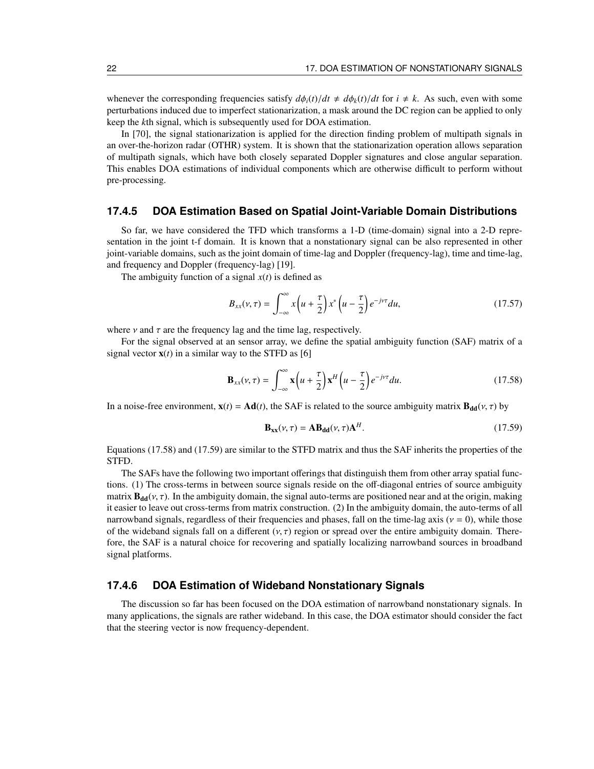whenever the corresponding frequencies satisfy $d\phi_i(t)/dt \neq d\phi_k(t)/dt$ for $i \neq k$. As such, even with some perturbations induced due to imperfect stationarization, a mask around the DC region can be applied to only keep the $k$th signal, which is subsequently used for DOA estimation.

In [70], the signal stationarization is applied for the direction finding problem of multipath signals in an over-the-horizon radar (OTHR) system. It is shown that the stationarization operation allows separation of multipath signals, which have both closely separated Doppler signatures and close angular separation. This enables DOA estimations of individual components which are otherwise difficult to perform without pre-processing.

### 17.4.5 DOA Estimation Based on Spatial Joint-Variable Domain Distributions

So far, we have considered the TFD which transforms a 1-D (time-domain) signal into a 2-D representation in the joint t-f domain. It is known that a nonstationary signal can be also represented in other joint-variable domains, such as the joint domain of time-lag and Doppler (frequency-lag), time and time-lag, and frequency and Doppler (frequency-lag) [19].

The ambiguity function of a signal $x(t)$ is defined as

$$B_{xx}(\nu, \tau) = \int_{-\infty}^{\infty} x\left(u + \frac{\tau}{2}\right) x^*\left(u - \frac{\tau}{2}\right) e^{-j\nu\tau} du, \tag{17.57}$$

where $\nu$ and $\tau$ are the frequency lag and the time lag, respectively.

For the signal observed at an sensor array, we define the spatial ambiguity function (SAF) matrix of a signal vector $\mathbf{x}(t)$ in a similar way to the STFD as [6]

$$\mathbf{B}_{xx}(\nu, \tau) = \int_{-\infty}^{\infty} \mathbf{x}\left(u + \frac{\tau}{2}\right) \mathbf{x}^H\left(u - \frac{\tau}{2}\right) e^{-j\nu\tau} du. \tag{17.58}$$

In a noise-free environment, $\mathbf{x}(t) = \mathbf{A}\mathbf{d}(t)$, the SAF is related to the source ambiguity matrix $\mathbf{B}_{\mathbf{dd}}(\nu, \tau)$ by

$$\mathbf{B}_{\mathbf{xx}}(\nu, \tau) = \mathbf{A}\mathbf{B}_{\mathbf{dd}}(\nu, \tau)\mathbf{A}^H. \tag{17.59}$$

Equations (17.58) and (17.59) are similar to the STFD matrix and thus the SAF inherits the properties of the STFD.

The SAFs have the following two important offerings that distinguish them from other array spatial functions. (1) The cross-terms in between source signals reside on the off-diagonal entries of source ambiguity matrix $\mathbf{B}_{\mathbf{dd}}(\nu, \tau)$. In the ambiguity domain, the signal auto-terms are positioned near and at the origin, making it easier to leave out cross-terms from matrix construction. (2) In the ambiguity domain, the auto-terms of all narrowband signals, regardless of their frequencies and phases, fall on the time-lag axis ($\nu = 0$), while those of the wideband signals fall on a different $(\nu, \tau)$ region or spread over the entire ambiguity domain. Therefore, the SAF is a natural choice for recovering and spatially localizing narrowband sources in broadband signal platforms.

### 17.4.6 DOA Estimation of Wideband Nonstationary Signals

The discussion so far has been focused on the DOA estimation of narrowband nonstationary signals. In many applications, the signals are rather wideband. In this case, the DOA estimator should consider the fact that the steering vector is now frequency-dependent.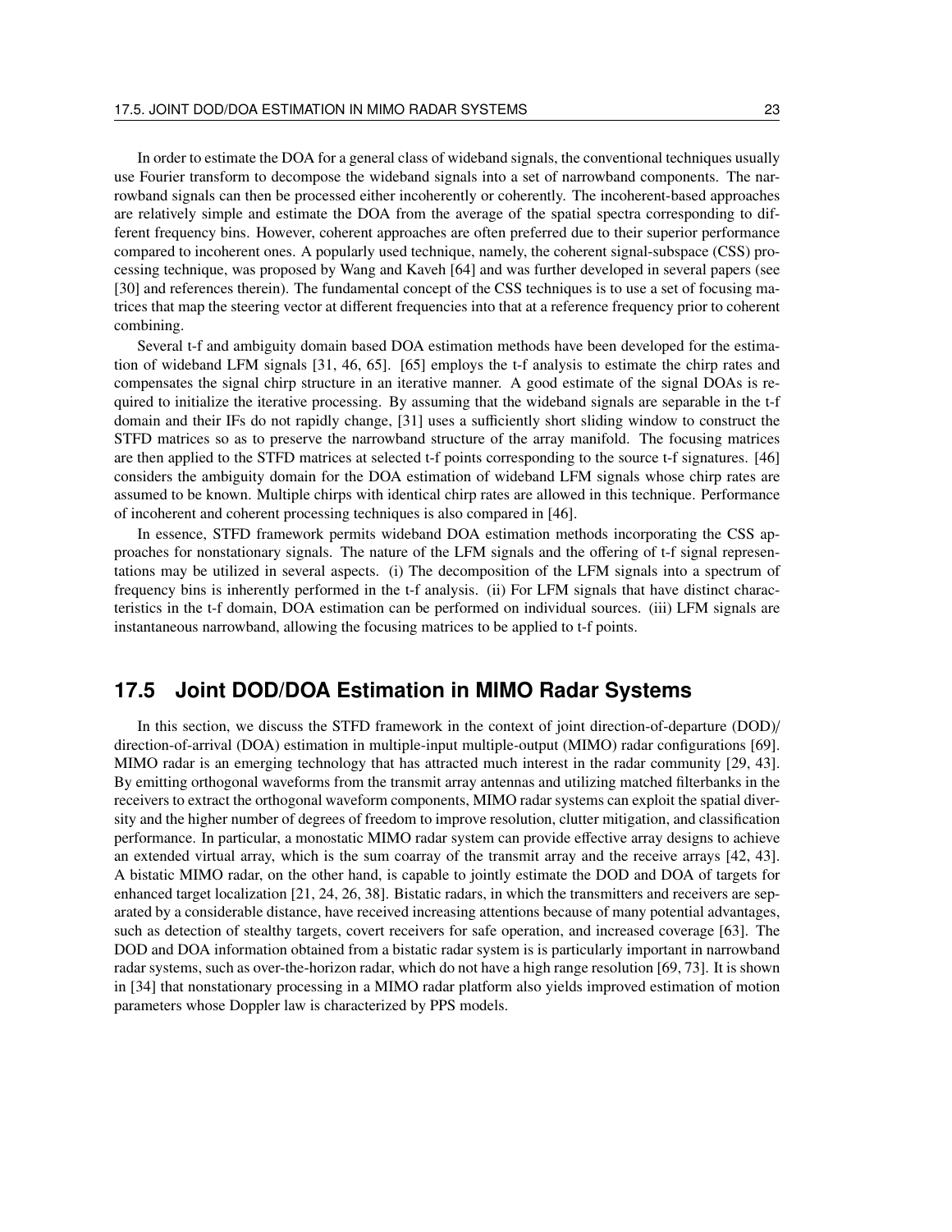In order to estimate the DOA for a general class of wideband signals, the conventional techniques usually use Fourier transform to decompose the wideband signals into a set of narrowband components. The narrowband signals can then be processed either incoherently or coherently. The incoherent-based approaches are relatively simple and estimate the DOA from the average of the spatial spectra corresponding to different frequency bins. However, coherent approaches are often preferred due to their superior performance compared to incoherent ones. A popularly used technique, namely, the coherent signal-subspace (CSS) processing technique, was proposed by Wang and Kaveh [64] and was further developed in several papers (see [30] and references therein). The fundamental concept of the CSS techniques is to use a set of focusing matrices that map the steering vector at different frequencies into that at a reference frequency prior to coherent combining.

Several t-f and ambiguity domain based DOA estimation methods have been developed for the estimation of wideband LFM signals [31, 46, 65]. [65] employs the t-f analysis to estimate the chirp rates and compensates the signal chirp structure in an iterative manner. A good estimate of the signal DOAs is required to initialize the iterative processing. By assuming that the wideband signals are separable in the t-f domain and their IFs do not rapidly change, [31] uses a sufficiently short sliding window to construct the STFD matrices so as to preserve the narrowband structure of the array manifold. The focusing matrices are then applied to the STFD matrices at selected t-f points corresponding to the source t-f signatures. [46] considers the ambiguity domain for the DOA estimation of wideband LFM signals whose chirp rates are assumed to be known. Multiple chirps with identical chirp rates are allowed in this technique. Performance of incoherent and coherent processing techniques is also compared in [46].

In essence, STFD framework permits wideband DOA estimation methods incorporating the CSS approaches for nonstationary signals. The nature of the LFM signals and the offering of t-f signal representations may be utilized in several aspects. (i) The decomposition of the LFM signals into a spectrum of frequency bins is inherently performed in the t-f analysis. (ii) For LFM signals that have distinct characteristics in the t-f domain, DOA estimation can be performed on individual sources. (iii) LFM signals are instantaneous narrowband, allowing the focusing matrices to be applied to t-f points.

## 17.5 Joint DOD/DOA Estimation in MIMO Radar Systems

In this section, we discuss the STFD framework in the context of joint direction-of-departure (DOD)/ direction-of-arrival (DOA) estimation in multiple-input multiple-output (MIMO) radar configurations [69]. MIMO radar is an emerging technology that has attracted much interest in the radar community [29, 43]. By emitting orthogonal waveforms from the transmit array antennas and utilizing matched filterbanks in the receivers to extract the orthogonal waveform components, MIMO radar systems can exploit the spatial diversity and the higher number of degrees of freedom to improve resolution, clutter mitigation, and classification performance. In particular, a monostatic MIMO radar system can provide effective array designs to achieve an extended virtual array, which is the sum coarray of the transmit array and the receive arrays [42, 43]. A bistatic MIMO radar, on the other hand, is capable to jointly estimate the DOD and DOA of targets for enhanced target localization [21, 24, 26, 38]. Bistatic radars, in which the transmitters and receivers are separated by a considerable distance, have received increasing attentions because of many potential advantages, such as detection of stealthy targets, covert receivers for safe operation, and increased coverage [63]. The DOD and DOA information obtained from a bistatic radar system is is particularly important in narrowband radar systems, such as over-the-horizon radar, which do not have a high range resolution [69, 73]. It is shown in [34] that nonstationary processing in a MIMO radar platform also yields improved estimation of motion parameters whose Doppler law is characterized by PPS models.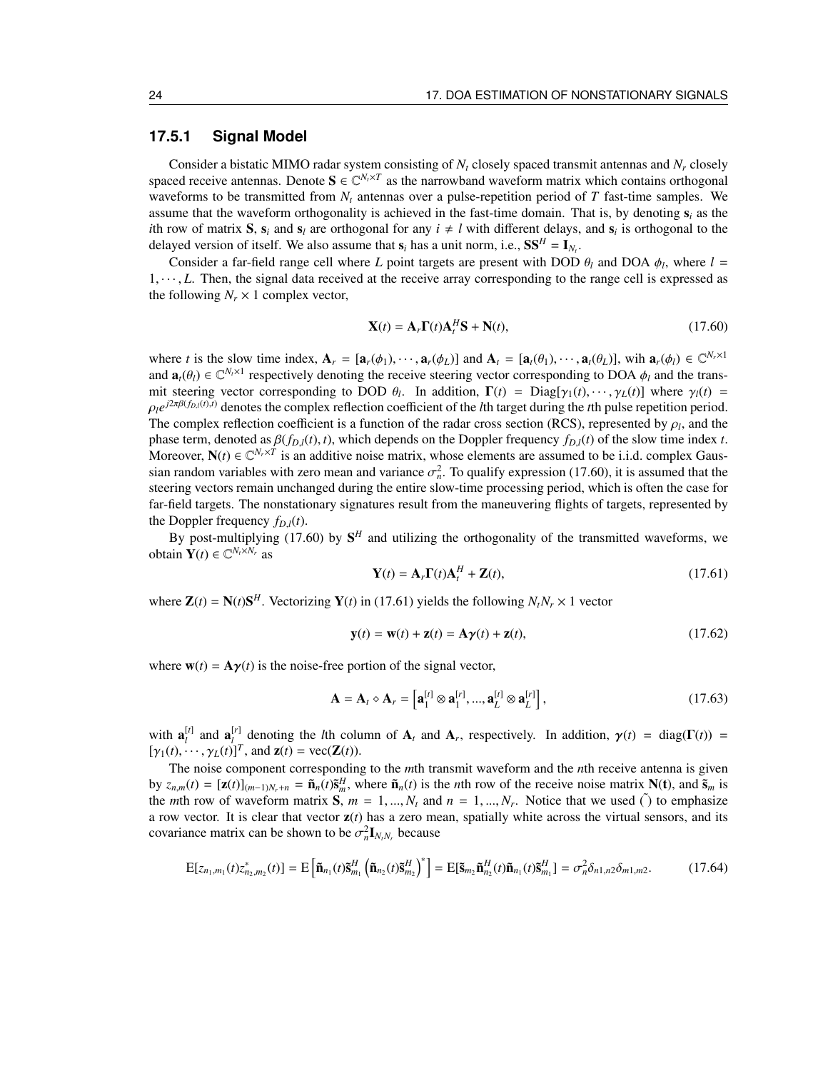### 17.5.1 Signal Model

Consider a bistatic MIMO radar system consisting of $N_t$ closely spaced transmit antennas and $N_r$ closely spaced receive antennas. Denote $\mathbf{S} \in \mathbb{C}^{N_t \times T}$ as the narrowband waveform matrix which contains orthogonal waveforms to be transmitted from $N_t$ antennas over a pulse-repetition period of $T$ fast-time samples. We assume that the waveform orthogonality is achieved in the fast-time domain. That is, by denoting $\mathbf{s}_i$ as the $i$th row of matrix $\mathbf{S}$, $\mathbf{s}_i$ and $\mathbf{s}_l$ are orthogonal for any $i \neq l$ with different delays, and $\mathbf{s}_i$ is orthogonal to the delayed version of itself. We also assume that $\mathbf{s}_i$ has a unit norm, i.e., $\mathbf{S}\mathbf{S}^H = \mathbf{I}_{N_t}$.

Consider a far-field range cell where $L$ point targets are present with DOD $\theta_l$ and DOA $\phi_l$, where $l = 1, \cdots, L$. Then, the signal data received at the receive array corresponding to the range cell is expressed as the following $N_r \times 1$ complex vector,

$$\mathbf{X}(t) = \mathbf{A}_r \boldsymbol{\Gamma}(t) \mathbf{A}_t^H \mathbf{S} + \mathbf{N}(t), \tag{17.60}$$

where $t$ is the slow time index, $\mathbf{A}_r = [\mathbf{a}_r(\phi_1), \cdots, \mathbf{a}_r(\phi_L)]$ and $\mathbf{A}_t = [\mathbf{a}_t(\theta_1), \cdots, \mathbf{a}_t(\theta_L)]$, wih $\mathbf{a}_r(\phi_l) \in \mathbb{C}^{N_r \times 1}$ and $\mathbf{a}_t(\theta_l) \in \mathbb{C}^{N_t \times 1}$ respectively denoting the receive steering vector corresponding to DOA $\phi_l$ and the transmit steering vector corresponding to DOD $\theta_l$. In addition, $\boldsymbol{\Gamma}(t) = \mathrm{Diag}[\gamma_1(t), \cdots, \gamma_L(t)]$ where $\gamma_l(t) = \rho_l e^{j2\pi\beta(f_{D,l}(t),t)}$ denotes the complex reflection coefficient of the $l$th target during the $t$th pulse repetition period. The complex reflection coefficient is a function of the radar cross section (RCS), represented by $\rho_l$, and the phase term, denoted as $\beta(f_{D,l}(t), t)$, which depends on the Doppler frequency $f_{D,l}(t)$ of the slow time index $t$. Moreover, $\mathbf{N}(t) \in \mathbb{C}^{N_r \times T}$ is an additive noise matrix, whose elements are assumed to be i.i.d. complex Gaussian random variables with zero mean and variance $\sigma_n^2$. To qualify expression (17.60), it is assumed that the steering vectors remain unchanged during the entire slow-time processing period, which is often the case for far-field targets. The nonstationary signatures result from the maneuvering flights of targets, represented by the Doppler frequency $f_{D,l}(t)$.

By post-multiplying (17.60) by $\mathbf{S}^H$ and utilizing the orthogonality of the transmitted waveforms, we obtain $\mathbf{Y}(t) \in \mathbb{C}^{N_t \times N_r}$ as

$$\mathbf{Y}(t) = \mathbf{A}_r \boldsymbol{\Gamma}(t) \mathbf{A}_t^H + \mathbf{Z}(t), \tag{17.61}$$

where $\mathbf{Z}(t) = \mathbf{N}(t)\mathbf{S}^H$. Vectorizing $\mathbf{Y}(t)$ in (17.61) yields the following $N_t N_r \times 1$ vector

$$\mathbf{y}(t) = \mathbf{w}(t) + \mathbf{z}(t) = \mathbf{A}\boldsymbol{\gamma}(t) + \mathbf{z}(t), \tag{17.62}$$

where $\mathbf{w}(t) = \mathbf{A}\boldsymbol{\gamma}(t)$ is the noise-free portion of the signal vector,

$$\mathbf{A} = \mathbf{A}_t \diamond \mathbf{A}_r = \left[\mathbf{a}_1^{[t]} \otimes \mathbf{a}_1^{[r]}, ..., \mathbf{a}_L^{[t]} \otimes \mathbf{a}_L^{[r]}\right], \tag{17.63}$$

with $\mathbf{a}_l^{[t]}$ and $\mathbf{a}_l^{[r]}$ denoting the $l$th column of $\mathbf{A}_t$ and $\mathbf{A}_r$, respectively. In addition, $\boldsymbol{\gamma}(t) = \mathrm{diag}(\boldsymbol{\Gamma}(t)) = [\gamma_1(t), \cdots, \gamma_L(t)]^T$, and $\mathbf{z}(t) = \mathrm{vec}(\mathbf{Z}(t))$.

The noise component corresponding to the $m$th transmit waveform and the $n$th receive antenna is given by $z_{n,m}(t) = [\mathbf{z}(t)]_{(m-1)N_r+n} = \tilde{\mathbf{n}}_n(t)\tilde{\mathbf{s}}_m^H$, where $\tilde{\mathbf{n}}_n(t)$ is the $n$th row of the receive noise matrix $\mathbf{N}(\mathbf{t})$, and $\tilde{\mathbf{s}}_m$ is the $m$th row of waveform matrix $\mathbf{S}$, $m = 1, ..., N_t$ and $n = 1, ..., N_r$. Notice that we used $\tilde{()}$ to emphasize a row vector. It is clear that vector $\mathbf{z}(t)$ has a zero mean, spatially white across the virtual sensors, and its covariance matrix can be shown to be $\sigma_n^2 \mathbf{I}_{N_t N_r}$ because

$$\mathrm{E}[z_{n_1,m_1}(t) z_{n_2,m_2}^*(t)] = \mathrm{E}\left[\tilde{\mathbf{n}}_{n_1}(t)\tilde{\mathbf{s}}_{m_1}^H \left(\tilde{\mathbf{n}}_{n_2}(t)\tilde{\mathbf{s}}_{m_2}^H\right)^*\right] = \mathrm{E}[\tilde{\mathbf{s}}_{m_2}\tilde{\mathbf{n}}_{n_2}^H(t)\tilde{\mathbf{n}}_{n_1}(t)\tilde{\mathbf{s}}_{m_1}^H] = \sigma_n^2 \delta_{n1,n2}\delta_{m1,m2}. \tag{17.64}$$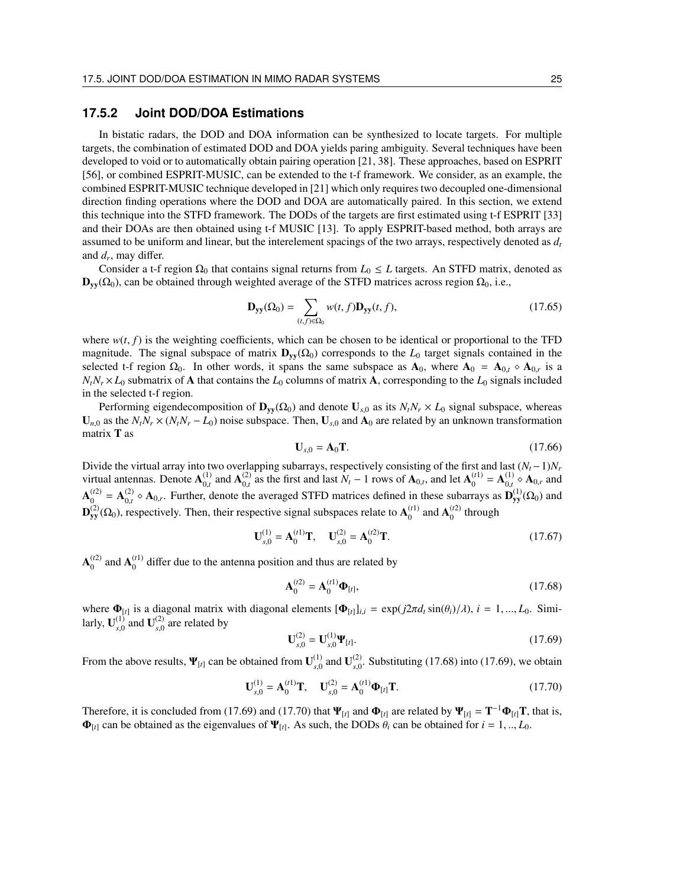### 17.5.2 Joint DOD/DOA Estimations

In bistatic radars, the DOD and DOA information can be synthesized to locate targets. For multiple targets, the combination of estimated DOD and DOA yields paring ambiguity. Several techniques have been developed to void or to automatically obtain pairing operation [21, 38]. These approaches, based on ESPRIT [56], or combined ESPRIT-MUSIC, can be extended to the t-f framework. We consider, as an example, the combined ESPRIT-MUSIC technique developed in [21] which only requires two decoupled one-dimensional direction finding operations where the DOD and DOA are automatically paired. In this section, we extend this technique into the STFD framework. The DODs of the targets are first estimated using t-f ESPRIT [33] and their DOAs are then obtained using t-f MUSIC [13]. To apply ESPRIT-based method, both arrays are assumed to be uniform and linear, but the interelement spacings of the two arrays, respectively denoted as $d_t$ and $d_r$, may differ.

Consider a t-f region $\Omega_0$ that contains signal returns from $L_0 \leq L$ targets. An STFD matrix, denoted as $\mathbf{D_{yy}}(\Omega_0)$, can be obtained through weighted average of the STFD matrices across region $\Omega_0$, i.e.,

$$\mathbf{D_{yy}}(\Omega_0) = \sum_{(t,f)\in\Omega_0} w(t,f)\mathbf{D_{yy}}(t,f), \tag{17.65}$$

where $w(t,f)$ is the weighting coefficients, which can be chosen to be identical or proportional to the TFD magnitude. The signal subspace of matrix $\mathbf{D_{yy}}(\Omega_0)$ corresponds to the $L_0$ target signals contained in the selected t-f region $\Omega_0$. In other words, it spans the same subspace as $\mathbf{A}_0$, where $\mathbf{A}_0 = \mathbf{A}_{0,t} \diamond \mathbf{A}_{0,r}$ is a $N_t N_r \times L_0$ submatrix of $\mathbf{A}$ that contains the $L_0$ columns of matrix $\mathbf{A}$, corresponding to the $L_0$ signals included in the selected t-f region.

Performing eigendecomposition of $\mathbf{D_{yy}}(\Omega_0)$ and denote $\mathbf{U}_{s,0}$ as its $N_t N_r \times L_0$ signal subspace, whereas $\mathbf{U}_{n,0}$ as the $N_t N_r \times (N_t N_r - L_0)$ noise subspace. Then, $\mathbf{U}_{s,0}$ and $\mathbf{A}_0$ are related by an unknown transformation matrix $\mathbf{T}$ as

$$\mathbf{U}_{s,0} = \mathbf{A}_0\mathbf{T}. \tag{17.66}$$

Divide the virtual array into two overlapping subarrays, respectively consisting of the first and last $(N_t-1)N_r$ virtual antennas. Denote $\mathbf{A}_{0,t}^{(1)}$ and $\mathbf{A}_{0,t}^{(2)}$ as the first and last $N_t - 1$ rows of $\mathbf{A}_{0,t}$, and let $\mathbf{A}_0^{(t1)} = \mathbf{A}_{0,t}^{(1)} \diamond \mathbf{A}_{0,r}$ and $\mathbf{A}_0^{(t2)} = \mathbf{A}_{0,t}^{(2)} \diamond \mathbf{A}_{0,r}$. Further, denote the averaged STFD matrices defined in these subarrays as $\mathbf{D}_{\mathbf{yy}}^{(1)}(\Omega_0)$ and $\mathbf{D}_{\mathbf{yy}}^{(2)}(\Omega_0)$, respectively. Then, their respective signal subspaces relate to $\mathbf{A}_0^{(t1)}$ and $\mathbf{A}_0^{(t2)}$ through

$$\mathbf{U}_{s,0}^{(1)} = \mathbf{A}_0^{(t1)}\mathbf{T}, \quad \mathbf{U}_{s,0}^{(2)} = \mathbf{A}_0^{(t2)}\mathbf{T}. \tag{17.67}$$

$\mathbf{A}_0^{(t2)}$ and $\mathbf{A}_0^{(t1)}$ differ due to the antenna position and thus are related by

$$\mathbf{A}_0^{(t2)} = \mathbf{A}_0^{(t1)}\mathbf{\Phi}_{[t]}, \tag{17.68}$$

where $\mathbf{\Phi}_{[t]}$ is a diagonal matrix with diagonal elements $[\mathbf{\Phi}_{[t]}]_{i,i} = \exp(j2\pi d_t \sin(\theta_i)/\lambda)$, $i = 1, ..., L_0$. Similarly, $\mathbf{U}_{s,0}^{(1)}$ and $\mathbf{U}_{s,0}^{(2)}$ are related by

$$\mathbf{U}_{s,0}^{(2)} = \mathbf{U}_{s,0}^{(1)}\mathbf{\Psi}_{[t]}. \tag{17.69}$$

From the above results, $\mathbf{\Psi}_{[t]}$ can be obtained from $\mathbf{U}_{s,0}^{(1)}$ and $\mathbf{U}_{s,0}^{(2)}$. Substituting (17.68) into (17.69), we obtain

$$\mathbf{U}_{s,0}^{(1)} = \mathbf{A}_0^{(t1)}\mathbf{T}, \quad \mathbf{U}_{s,0}^{(2)} = \mathbf{A}_0^{(t1)}\mathbf{\Phi}_{[t]}\mathbf{T}. \tag{17.70}$$

Therefore, it is concluded from (17.69) and (17.70) that $\mathbf{\Psi}_{[t]}$ and $\mathbf{\Phi}_{[t]}$ are related by $\mathbf{\Psi}_{[t]} = \mathbf{T}^{-1}\mathbf{\Phi}_{[t]}\mathbf{T}$, that is, $\mathbf{\Phi}_{[t]}$ can be obtained as the eigenvalues of $\mathbf{\Psi}_{[t]}$. As such, the DODs $\theta_i$ can be obtained for $i = 1, .., L_0$.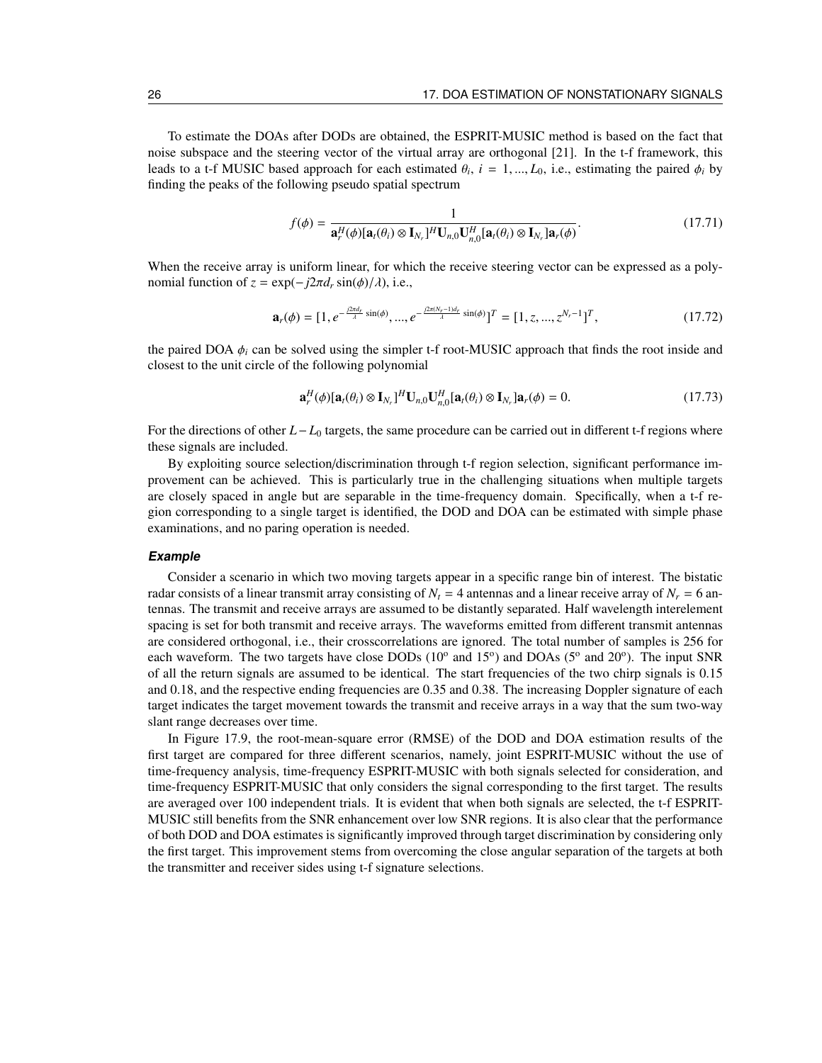To estimate the DOAs after DODs are obtained, the ESPRIT-MUSIC method is based on the fact that noise subspace and the steering vector of the virtual array are orthogonal [21]. In the t-f framework, this leads to a t-f MUSIC based approach for each estimated $\theta_i$, $i = 1, ..., L_0$, i.e., estimating the paired $\phi_i$ by finding the peaks of the following pseudo spatial spectrum

$$f(\phi) = \frac{1}{\mathbf{a}_r^H(\phi)[\mathbf{a}_t(\theta_i) \otimes \mathbf{I}_{N_r}]^H \mathbf{U}_{n,0} \mathbf{U}_{n,0}^H [\mathbf{a}_t(\theta_i) \otimes \mathbf{I}_{N_r}]\mathbf{a}_r(\phi)}. \tag{17.71}$$

When the receive array is uniform linear, for which the receive steering vector can be expressed as a polynomial function of $z = \exp(-j2\pi d_r \sin(\phi)/\lambda)$, i.e.,

$$\mathbf{a}_r(\phi) = [1, e^{-\frac{j2\pi d_r}{\lambda}\sin(\phi)}, ..., e^{-\frac{j2\pi(N_r-1)d_r}{\lambda}\sin(\phi)}]^T = [1, z, ..., z^{N_r-1}]^T, \tag{17.72}$$

the paired DOA $\phi_i$ can be solved using the simpler t-f root-MUSIC approach that finds the root inside and closest to the unit circle of the following polynomial

$$\mathbf{a}_r^H(\phi)[\mathbf{a}_t(\theta_i) \otimes \mathbf{I}_{N_r}]^H \mathbf{U}_{n,0} \mathbf{U}_{n,0}^H [\mathbf{a}_t(\theta_i) \otimes \mathbf{I}_{N_r}]\mathbf{a}_r(\phi) = 0. \tag{17.73}$$

For the directions of other $L - L_0$ targets, the same procedure can be carried out in different t-f regions where these signals are included.

By exploiting source selection/discrimination through t-f region selection, significant performance improvement can be achieved. This is particularly true in the challenging situations when multiple targets are closely spaced in angle but are separable in the time-frequency domain. Specifically, when a t-f region corresponding to a single target is identified, the DOD and DOA can be estimated with simple phase examinations, and no paring operation is needed.

#### ***Example***

Consider a scenario in which two moving targets appear in a specific range bin of interest. The bistatic radar consists of a linear transmit array consisting of $N_t = 4$ antennas and a linear receive array of $N_r = 6$ antennas. The transmit and receive arrays are assumed to be distantly separated. Half wavelength interelement spacing is set for both transmit and receive arrays. The waveforms emitted from different transmit antennas are considered orthogonal, i.e., their crosscorrelations are ignored. The total number of samples is 256 for each waveform. The two targets have close DODs ($10^o$ and $15^o$) and DOAs ($5^o$ and $20^o$). The input SNR of all the return signals are assumed to be identical. The start frequencies of the two chirp signals is 0.15 and 0.18, and the respective ending frequencies are 0.35 and 0.38. The increasing Doppler signature of each target indicates the target movement towards the transmit and receive arrays in a way that the sum two-way slant range decreases over time.

In Figure 17.9, the root-mean-square error (RMSE) of the DOD and DOA estimation results of the first target are compared for three different scenarios, namely, joint ESPRIT-MUSIC without the use of time-frequency analysis, time-frequency ESPRIT-MUSIC with both signals selected for consideration, and time-frequency ESPRIT-MUSIC that only considers the signal corresponding to the first target. The results are averaged over 100 independent trials. It is evident that when both signals are selected, the t-f ESPRIT-MUSIC still benefits from the SNR enhancement over low SNR regions. It is also clear that the performance of both DOD and DOA estimates is significantly improved through target discrimination by considering only the first target. This improvement stems from overcoming the close angular separation of the targets at both the transmitter and receiver sides using t-f signature selections.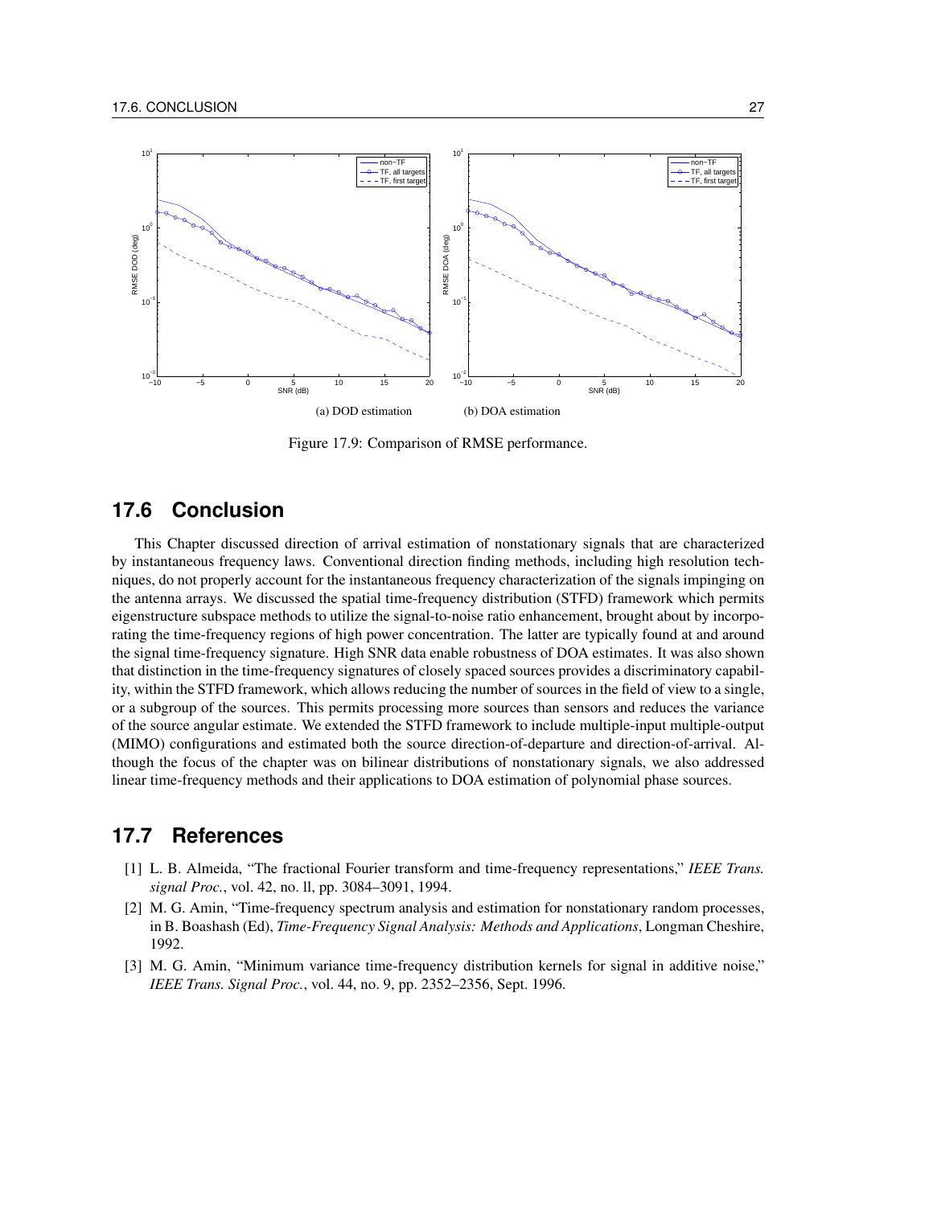(a) DOD estimation (b) DOA estimation

Figure 17.9: Comparison of RMSE performance.

## 17.6 Conclusion

This Chapter discussed direction of arrival estimation of nonstationary signals that are characterized by instantaneous frequency laws. Conventional direction finding methods, including high resolution techniques, do not properly account for the instantaneous frequency characterization of the signals impinging on the antenna arrays. We discussed the spatial time-frequency distribution (STFD) framework which permits eigenstructure subspace methods to utilize the signal-to-noise ratio enhancement, brought about by incorporating the time-frequency regions of high power concentration. The latter are typically found at and around the signal time-frequency signature. High SNR data enable robustness of DOA estimates. It was also shown that distinction in the time-frequency signatures of closely spaced sources provides a discriminatory capability, within the STFD framework, which allows reducing the number of sources in the field of view to a single, or a subgroup of the sources. This permits processing more sources than sensors and reduces the variance of the source angular estimate. We extended the STFD framework to include multiple-input multiple-output (MIMO) configurations and estimated both the source direction-of-departure and direction-of-arrival. Although the focus of the chapter was on bilinear distributions of nonstationary signals, we also addressed linear time-frequency methods and their applications to DOA estimation of polynomial phase sources.

## 17.7 References

[1] L. B. Almeida, "The fractional Fourier transform and time-frequency representations," *IEEE Trans. signal Proc.*, vol. 42, no. ll, pp. 3084–3091, 1994.

[2] M. G. Amin, "Time-frequency spectrum analysis and estimation for nonstationary random processes, in B. Boashash (Ed), *Time-Frequency Signal Analysis: Methods and Applications*, Longman Cheshire, 1992.

[3] M. G. Amin, "Minimum variance time-frequency distribution kernels for signal in additive noise," *IEEE Trans. Signal Proc.*, vol. 44, no. 9, pp. 2352–2356, Sept. 1996.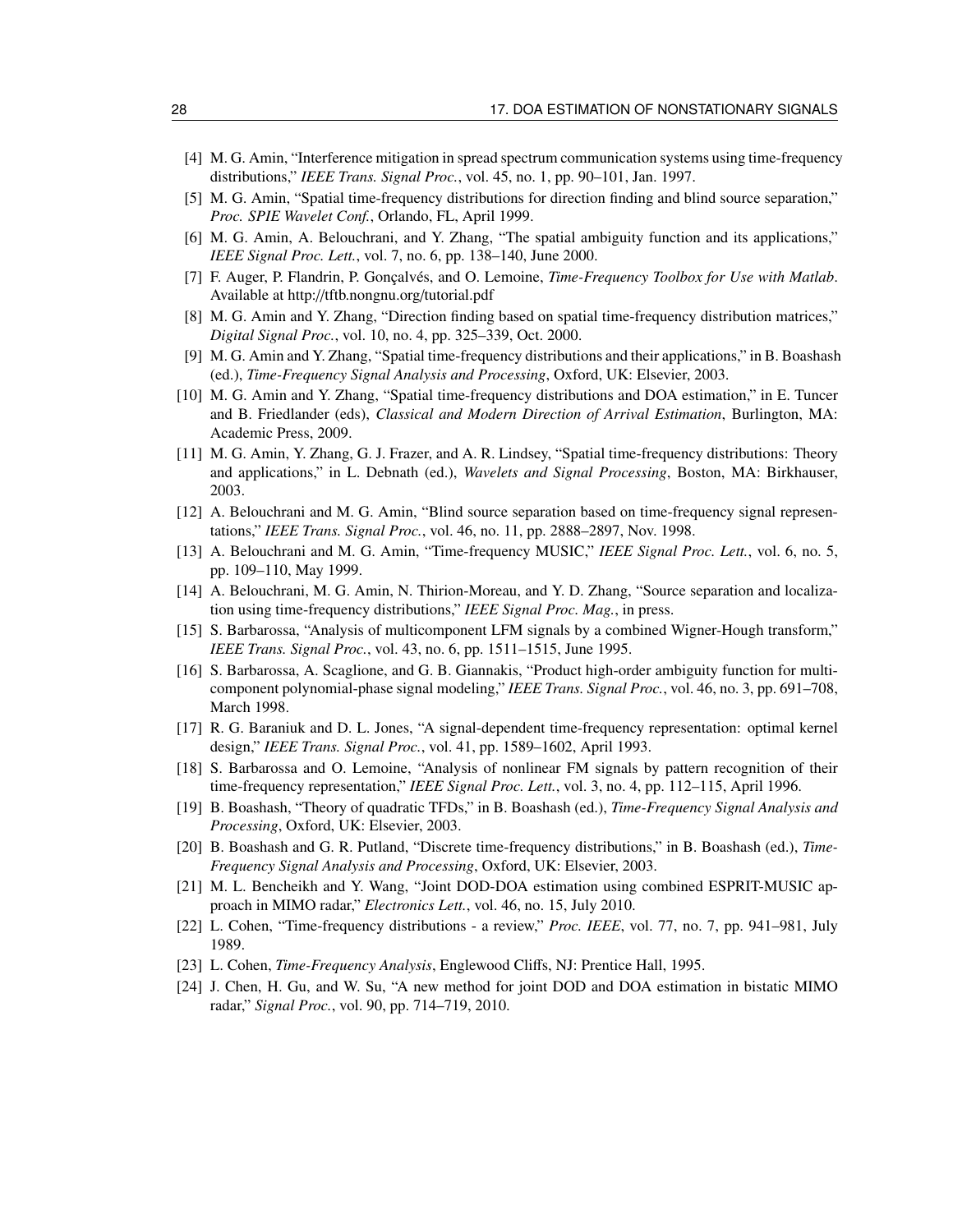[4] M. G. Amin, "Interference mitigation in spread spectrum communication systems using time-frequency distributions," *IEEE Trans. Signal Proc.*, vol. 45, no. 1, pp. 90–101, Jan. 1997.

[5] M. G. Amin, "Spatial time-frequency distributions for direction finding and blind source separation," *Proc. SPIE Wavelet Conf.*, Orlando, FL, April 1999.

[6] M. G. Amin, A. Belouchrani, and Y. Zhang, "The spatial ambiguity function and its applications," *IEEE Signal Proc. Lett.*, vol. 7, no. 6, pp. 138–140, June 2000.

[7] F. Auger, P. Flandrin, P. Gonçalvés, and O. Lemoine, *Time-Frequency Toolbox for Use with Matlab*. Available at http://tftb.nongnu.org/tutorial.pdf

[8] M. G. Amin and Y. Zhang, "Direction finding based on spatial time-frequency distribution matrices," *Digital Signal Proc.*, vol. 10, no. 4, pp. 325–339, Oct. 2000.

[9] M. G. Amin and Y. Zhang, "Spatial time-frequency distributions and their applications," in B. Boashash (ed.), *Time-Frequency Signal Analysis and Processing*, Oxford, UK: Elsevier, 2003.

[10] M. G. Amin and Y. Zhang, "Spatial time-frequency distributions and DOA estimation," in E. Tuncer and B. Friedlander (eds), *Classical and Modern Direction of Arrival Estimation*, Burlington, MA: Academic Press, 2009.

[11] M. G. Amin, Y. Zhang, G. J. Frazer, and A. R. Lindsey, "Spatial time-frequency distributions: Theory and applications," in L. Debnath (ed.), *Wavelets and Signal Processing*, Boston, MA: Birkhauser, 2003.

[12] A. Belouchrani and M. G. Amin, "Blind source separation based on time-frequency signal representations," *IEEE Trans. Signal Proc.*, vol. 46, no. 11, pp. 2888–2897, Nov. 1998.

[13] A. Belouchrani and M. G. Amin, "Time-frequency MUSIC," *IEEE Signal Proc. Lett.*, vol. 6, no. 5, pp. 109–110, May 1999.

[14] A. Belouchrani, M. G. Amin, N. Thirion-Moreau, and Y. D. Zhang, "Source separation and localization using time-frequency distributions," *IEEE Signal Proc. Mag.*, in press.

[15] S. Barbarossa, "Analysis of multicomponent LFM signals by a combined Wigner-Hough transform," *IEEE Trans. Signal Proc.*, vol. 43, no. 6, pp. 1511–1515, June 1995.

[16] S. Barbarossa, A. Scaglione, and G. B. Giannakis, "Product high-order ambiguity function for multicomponent polynomial-phase signal modeling," *IEEE Trans. Signal Proc.*, vol. 46, no. 3, pp. 691–708, March 1998.

[17] R. G. Baraniuk and D. L. Jones, "A signal-dependent time-frequency representation: optimal kernel design," *IEEE Trans. Signal Proc.*, vol. 41, pp. 1589–1602, April 1993.

[18] S. Barbarossa and O. Lemoine, "Analysis of nonlinear FM signals by pattern recognition of their time-frequency representation," *IEEE Signal Proc. Lett.*, vol. 3, no. 4, pp. 112–115, April 1996.

[19] B. Boashash, "Theory of quadratic TFDs," in B. Boashash (ed.), *Time-Frequency Signal Analysis and Processing*, Oxford, UK: Elsevier, 2003.

[20] B. Boashash and G. R. Putland, "Discrete time-frequency distributions," in B. Boashash (ed.), *Time-Frequency Signal Analysis and Processing*, Oxford, UK: Elsevier, 2003.

[21] M. L. Bencheikh and Y. Wang, "Joint DOD-DOA estimation using combined ESPRIT-MUSIC approach in MIMO radar," *Electronics Lett.*, vol. 46, no. 15, July 2010.

[22] L. Cohen, "Time-frequency distributions - a review," *Proc. IEEE*, vol. 77, no. 7, pp. 941–981, July 1989.

[23] L. Cohen, *Time-Frequency Analysis*, Englewood Cliffs, NJ: Prentice Hall, 1995.

[24] J. Chen, H. Gu, and W. Su, "A new method for joint DOD and DOA estimation in bistatic MIMO radar," *Signal Proc.*, vol. 90, pp. 714–719, 2010.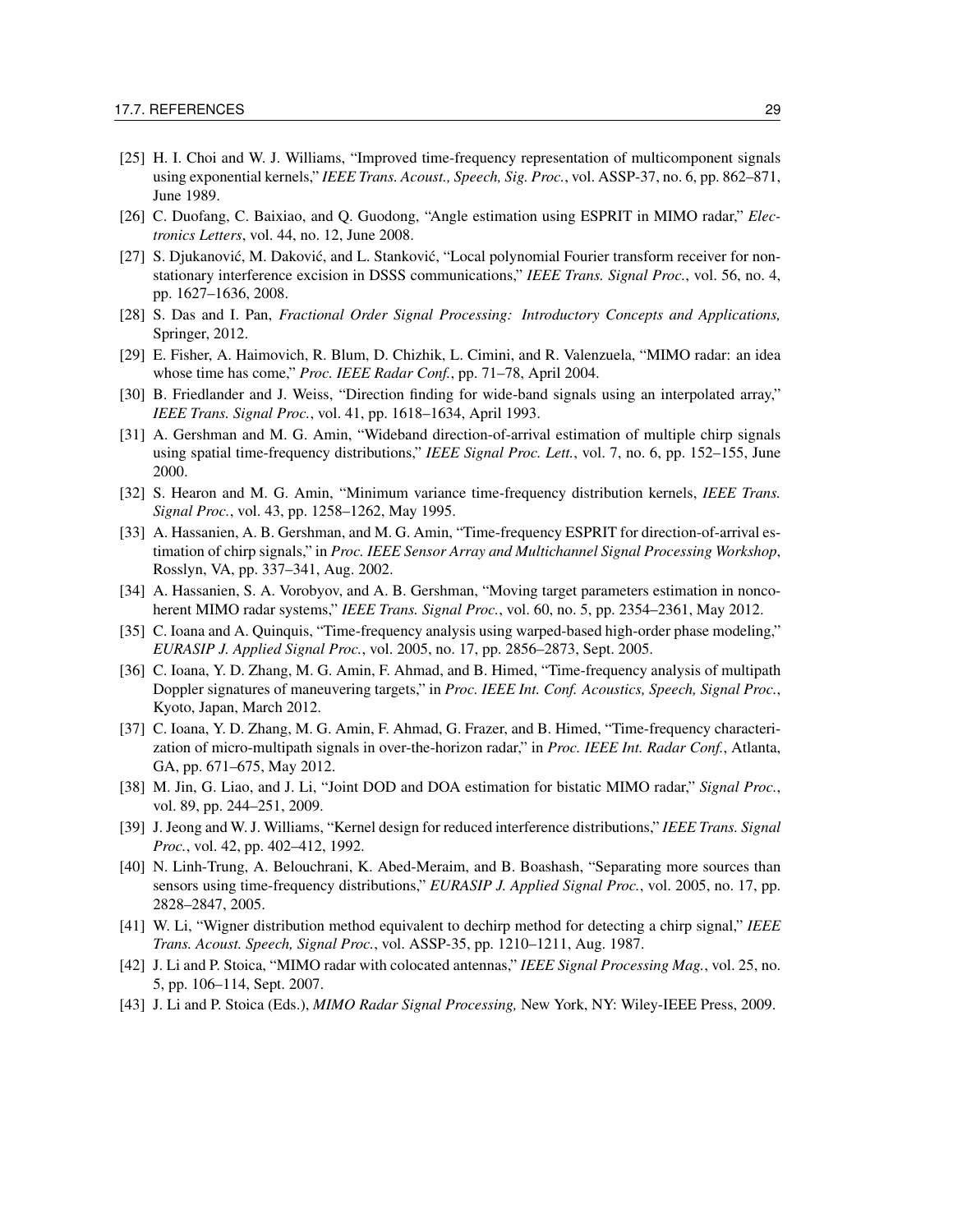[25] H. I. Choi and W. J. Williams, "Improved time-frequency representation of multicomponent signals using exponential kernels," *IEEE Trans. Acoust., Speech, Sig. Proc.*, vol. ASSP-37, no. 6, pp. 862–871, June 1989.

[26] C. Duofang, C. Baixiao, and Q. Guodong, "Angle estimation using ESPRIT in MIMO radar," *Electronics Letters*, vol. 44, no. 12, June 2008.

[27] S. Djukanović, M. Daković, and L. Stanković, "Local polynomial Fourier transform receiver for nonstationary interference excision in DSSS communications," *IEEE Trans. Signal Proc.*, vol. 56, no. 4, pp. 1627–1636, 2008.

[28] S. Das and I. Pan, *Fractional Order Signal Processing: Introductory Concepts and Applications,* Springer, 2012.

[29] E. Fisher, A. Haimovich, R. Blum, D. Chizhik, L. Cimini, and R. Valenzuela, "MIMO radar: an idea whose time has come," *Proc. IEEE Radar Conf.*, pp. 71–78, April 2004.

[30] B. Friedlander and J. Weiss, "Direction finding for wide-band signals using an interpolated array," *IEEE Trans. Signal Proc.*, vol. 41, pp. 1618–1634, April 1993.

[31] A. Gershman and M. G. Amin, "Wideband direction-of-arrival estimation of multiple chirp signals using spatial time-frequency distributions," *IEEE Signal Proc. Lett.*, vol. 7, no. 6, pp. 152–155, June 2000.

[32] S. Hearon and M. G. Amin, "Minimum variance time-frequency distribution kernels, *IEEE Trans. Signal Proc.*, vol. 43, pp. 1258–1262, May 1995.

[33] A. Hassanien, A. B. Gershman, and M. G. Amin, "Time-frequency ESPRIT for direction-of-arrival estimation of chirp signals," in *Proc. IEEE Sensor Array and Multichannel Signal Processing Workshop*, Rosslyn, VA, pp. 337–341, Aug. 2002.

[34] A. Hassanien, S. A. Vorobyov, and A. B. Gershman, "Moving target parameters estimation in noncoherent MIMO radar systems," *IEEE Trans. Signal Proc.*, vol. 60, no. 5, pp. 2354–2361, May 2012.

[35] C. Ioana and A. Quinquis, "Time-frequency analysis using warped-based high-order phase modeling," *EURASIP J. Applied Signal Proc.*, vol. 2005, no. 17, pp. 2856–2873, Sept. 2005.

[36] C. Ioana, Y. D. Zhang, M. G. Amin, F. Ahmad, and B. Himed, "Time-frequency analysis of multipath Doppler signatures of maneuvering targets," in *Proc. IEEE Int. Conf. Acoustics, Speech, Signal Proc.*, Kyoto, Japan, March 2012.

[37] C. Ioana, Y. D. Zhang, M. G. Amin, F. Ahmad, G. Frazer, and B. Himed, "Time-frequency characterization of micro-multipath signals in over-the-horizon radar," in *Proc. IEEE Int. Radar Conf.*, Atlanta, GA, pp. 671–675, May 2012.

[38] M. Jin, G. Liao, and J. Li, "Joint DOD and DOA estimation for bistatic MIMO radar," *Signal Proc.*, vol. 89, pp. 244–251, 2009.

[39] J. Jeong and W. J. Williams, "Kernel design for reduced interference distributions," *IEEE Trans. Signal Proc.*, vol. 42, pp. 402–412, 1992.

[40] N. Linh-Trung, A. Belouchrani, K. Abed-Meraim, and B. Boashash, "Separating more sources than sensors using time-frequency distributions," *EURASIP J. Applied Signal Proc.*, vol. 2005, no. 17, pp. 2828–2847, 2005.

[41] W. Li, "Wigner distribution method equivalent to dechirp method for detecting a chirp signal," *IEEE Trans. Acoust. Speech, Signal Proc.*, vol. ASSP-35, pp. 1210–1211, Aug. 1987.

[42] J. Li and P. Stoica, "MIMO radar with colocated antennas," *IEEE Signal Processing Mag.*, vol. 25, no. 5, pp. 106–114, Sept. 2007.

[43] J. Li and P. Stoica (Eds.), *MIMO Radar Signal Processing,* New York, NY: Wiley-IEEE Press, 2009.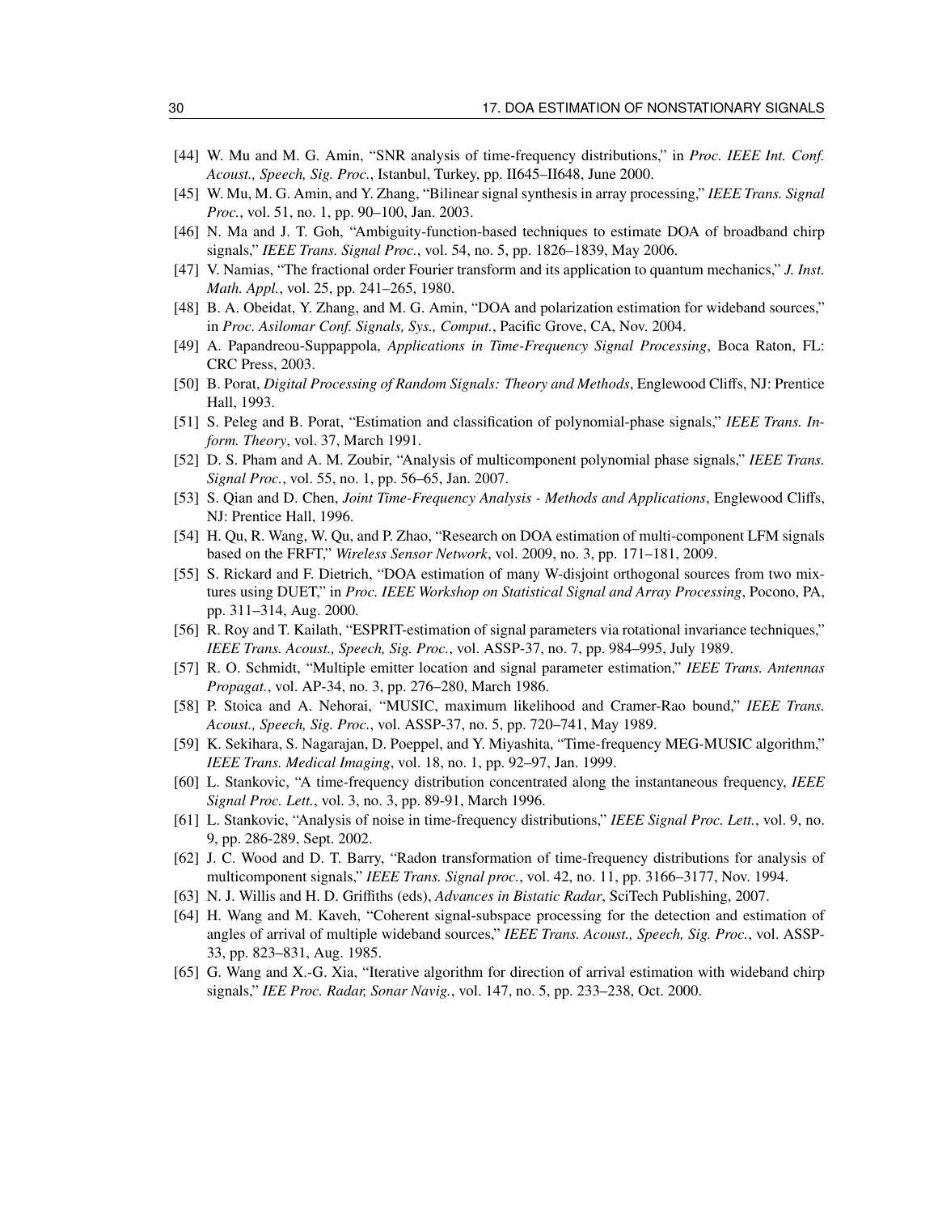[44] W. Mu and M. G. Amin, "SNR analysis of time-frequency distributions," in *Proc. IEEE Int. Conf. Acoust., Speech, Sig. Proc.*, Istanbul, Turkey, pp. II645–II648, June 2000.

[45] W. Mu, M. G. Amin, and Y. Zhang, "Bilinear signal synthesis in array processing," *IEEE Trans. Signal Proc.*, vol. 51, no. 1, pp. 90–100, Jan. 2003.

[46] N. Ma and J. T. Goh, "Ambiguity-function-based techniques to estimate DOA of broadband chirp signals," *IEEE Trans. Signal Proc.*, vol. 54, no. 5, pp. 1826–1839, May 2006.

[47] V. Namias, "The fractional order Fourier transform and its application to quantum mechanics," *J. Inst. Math. Appl.*, vol. 25, pp. 241–265, 1980.

[48] B. A. Obeidat, Y. Zhang, and M. G. Amin, "DOA and polarization estimation for wideband sources," in *Proc. Asilomar Conf. Signals, Sys., Comput.*, Pacific Grove, CA, Nov. 2004.

[49] A. Papandreou-Suppappola, *Applications in Time-Frequency Signal Processing*, Boca Raton, FL: CRC Press, 2003.

[50] B. Porat, *Digital Processing of Random Signals: Theory and Methods*, Englewood Cliffs, NJ: Prentice Hall, 1993.

[51] S. Peleg and B. Porat, "Estimation and classification of polynomial-phase signals," *IEEE Trans. Inform. Theory*, vol. 37, March 1991.

[52] D. S. Pham and A. M. Zoubir, "Analysis of multicomponent polynomial phase signals," *IEEE Trans. Signal Proc.*, vol. 55, no. 1, pp. 56–65, Jan. 2007.

[53] S. Qian and D. Chen, *Joint Time-Frequency Analysis - Methods and Applications*, Englewood Cliffs, NJ: Prentice Hall, 1996.

[54] H. Qu, R. Wang, W. Qu, and P. Zhao, "Research on DOA estimation of multi-component LFM signals based on the FRFT," *Wireless Sensor Network*, vol. 2009, no. 3, pp. 171–181, 2009.

[55] S. Rickard and F. Dietrich, "DOA estimation of many W-disjoint orthogonal sources from two mixtures using DUET," in *Proc. IEEE Workshop on Statistical Signal and Array Processing*, Pocono, PA, pp. 311–314, Aug. 2000.

[56] R. Roy and T. Kailath, "ESPRIT-estimation of signal parameters via rotational invariance techniques," *IEEE Trans. Acoust., Speech, Sig. Proc.*, vol. ASSP-37, no. 7, pp. 984–995, July 1989.

[57] R. O. Schmidt, "Multiple emitter location and signal parameter estimation," *IEEE Trans. Antennas Propagat.*, vol. AP-34, no. 3, pp. 276–280, March 1986.

[58] P. Stoica and A. Nehorai, "MUSIC, maximum likelihood and Cramer-Rao bound," *IEEE Trans. Acoust., Speech, Sig. Proc.*, vol. ASSP-37, no. 5, pp. 720–741, May 1989.

[59] K. Sekihara, S. Nagarajan, D. Poeppel, and Y. Miyashita, "Time-frequency MEG-MUSIC algorithm," *IEEE Trans. Medical Imaging*, vol. 18, no. 1, pp. 92–97, Jan. 1999.

[60] L. Stankovic, "A time-frequency distribution concentrated along the instantaneous frequency, *IEEE Signal Proc. Lett.*, vol. 3, no. 3, pp. 89-91, March 1996.

[61] L. Stankovic, "Analysis of noise in time-frequency distributions," *IEEE Signal Proc. Lett.*, vol. 9, no. 9, pp. 286-289, Sept. 2002.

[62] J. C. Wood and D. T. Barry, "Radon transformation of time-frequency distributions for analysis of multicomponent signals," *IEEE Trans. Signal proc.*, vol. 42, no. 11, pp. 3166–3177, Nov. 1994.

[63] N. J. Willis and H. D. Griffiths (eds), *Advances in Bistatic Radar*, SciTech Publishing, 2007.

[64] H. Wang and M. Kaveh, "Coherent signal-subspace processing for the detection and estimation of angles of arrival of multiple wideband sources," *IEEE Trans. Acoust., Speech, Sig. Proc.*, vol. ASSP-33, pp. 823–831, Aug. 1985.

[65] G. Wang and X.-G. Xia, "Iterative algorithm for direction of arrival estimation with wideband chirp signals," *IEE Proc. Radar, Sonar Navig.*, vol. 147, no. 5, pp. 233–238, Oct. 2000.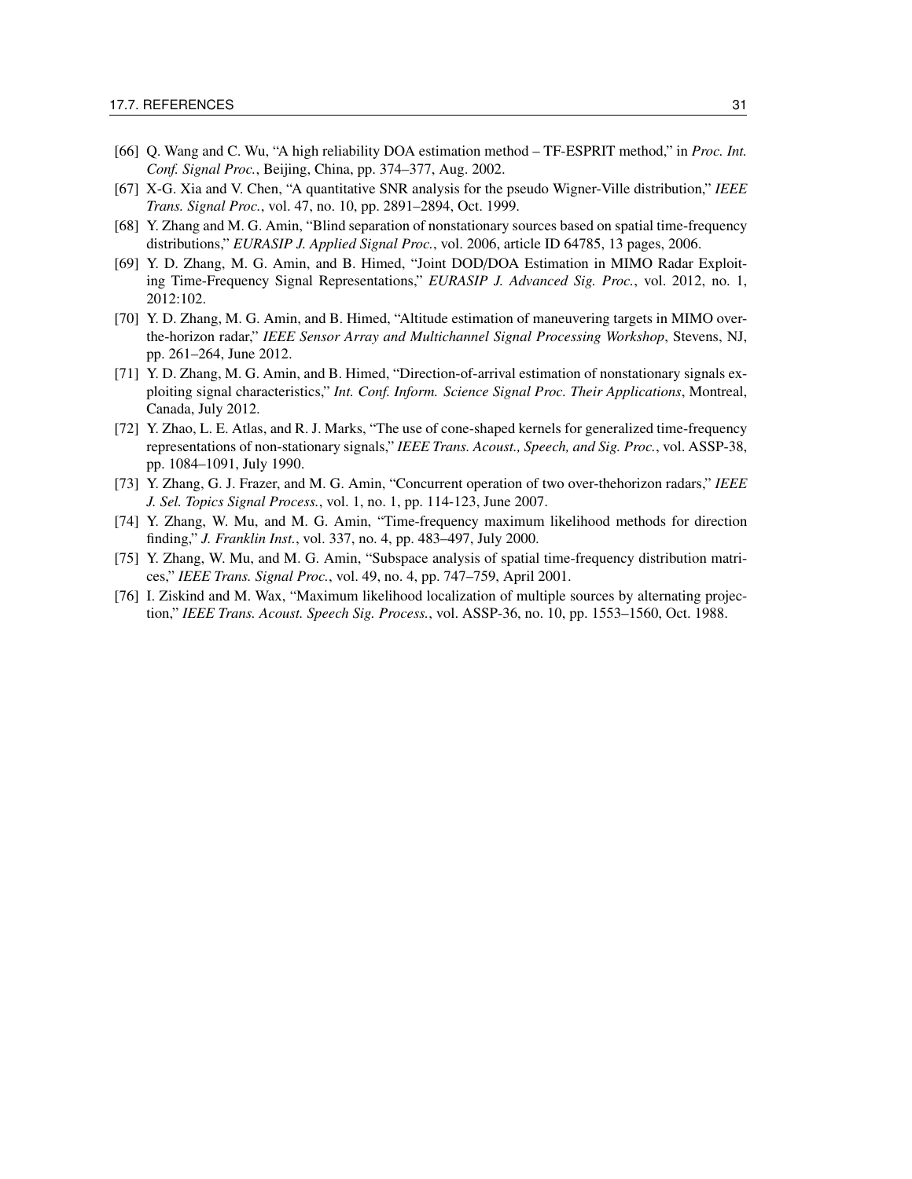[66] Q. Wang and C. Wu, "A high reliability DOA estimation method – TF-ESPRIT method," in *Proc. Int. Conf. Signal Proc.*, Beijing, China, pp. 374–377, Aug. 2002.

[67] X-G. Xia and V. Chen, "A quantitative SNR analysis for the pseudo Wigner-Ville distribution," *IEEE Trans. Signal Proc.*, vol. 47, no. 10, pp. 2891–2894, Oct. 1999.

[68] Y. Zhang and M. G. Amin, "Blind separation of nonstationary sources based on spatial time-frequency distributions," *EURASIP J. Applied Signal Proc.*, vol. 2006, article ID 64785, 13 pages, 2006.

[69] Y. D. Zhang, M. G. Amin, and B. Himed, "Joint DOD/DOA Estimation in MIMO Radar Exploiting Time-Frequency Signal Representations," *EURASIP J. Advanced Sig. Proc.*, vol. 2012, no. 1, 2012:102.

[70] Y. D. Zhang, M. G. Amin, and B. Himed, "Altitude estimation of maneuvering targets in MIMO over-the-horizon radar," *IEEE Sensor Array and Multichannel Signal Processing Workshop*, Stevens, NJ, pp. 261–264, June 2012.

[71] Y. D. Zhang, M. G. Amin, and B. Himed, "Direction-of-arrival estimation of nonstationary signals exploiting signal characteristics," *Int. Conf. Inform. Science Signal Proc. Their Applications*, Montreal, Canada, July 2012.

[72] Y. Zhao, L. E. Atlas, and R. J. Marks, "The use of cone-shaped kernels for generalized time-frequency representations of non-stationary signals," *IEEE Trans. Acoust., Speech, and Sig. Proc.*, vol. ASSP-38, pp. 1084–1091, July 1990.

[73] Y. Zhang, G. J. Frazer, and M. G. Amin, "Concurrent operation of two over-thehorizon radars," *IEEE J. Sel. Topics Signal Process.*, vol. 1, no. 1, pp. 114-123, June 2007.

[74] Y. Zhang, W. Mu, and M. G. Amin, "Time-frequency maximum likelihood methods for direction finding," *J. Franklin Inst.*, vol. 337, no. 4, pp. 483–497, July 2000.

[75] Y. Zhang, W. Mu, and M. G. Amin, "Subspace analysis of spatial time-frequency distribution matrices," *IEEE Trans. Signal Proc.*, vol. 49, no. 4, pp. 747–759, April 2001.

[76] I. Ziskind and M. Wax, "Maximum likelihood localization of multiple sources by alternating projection," *IEEE Trans. Acoust. Speech Sig. Process.*, vol. ASSP-36, no. 10, pp. 1553–1560, Oct. 1988.